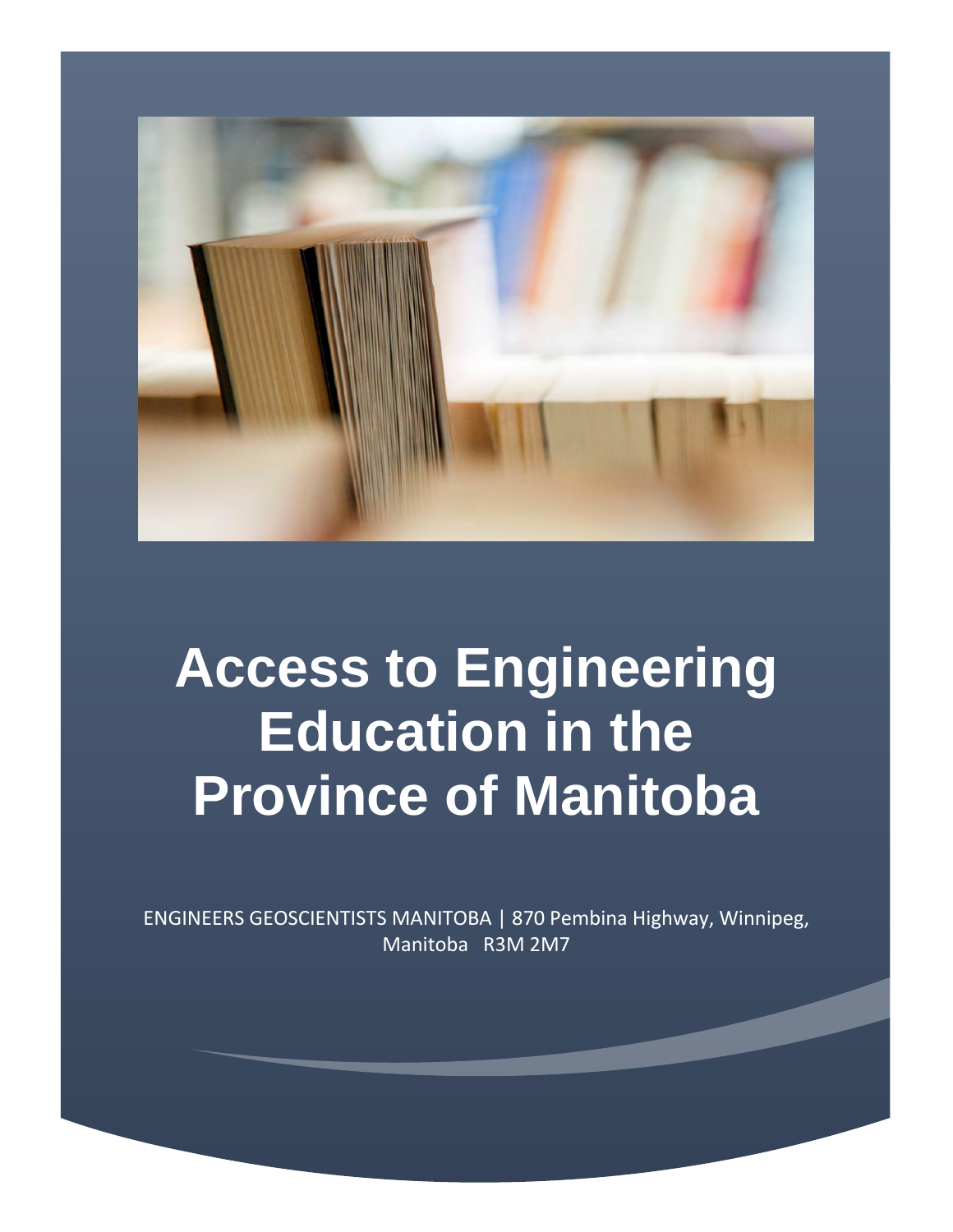# Access to Engineering Education in the Province of Manitoba

ENGINEERS GEOSCIENTISTS MANITOBA | 870 Pembina Highway, Winnipeg, Manitoba R3M 2M7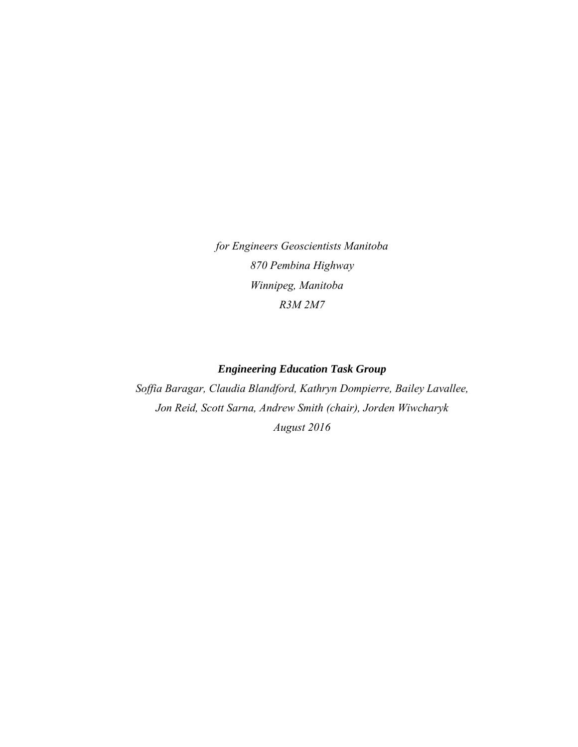*for Engineers Geoscientists Manitoba*

*870 Pembina Highway*

*Winnipeg, Manitoba*

*R3M 2M7*

***Engineering Education Task Group***

*Soffia Baragar, Claudia Blandford, Kathryn Dompierre, Bailey Lavallee, Jon Reid, Scott Sarna, Andrew Smith (chair), Jorden Wiwcharyk*

*August 2016*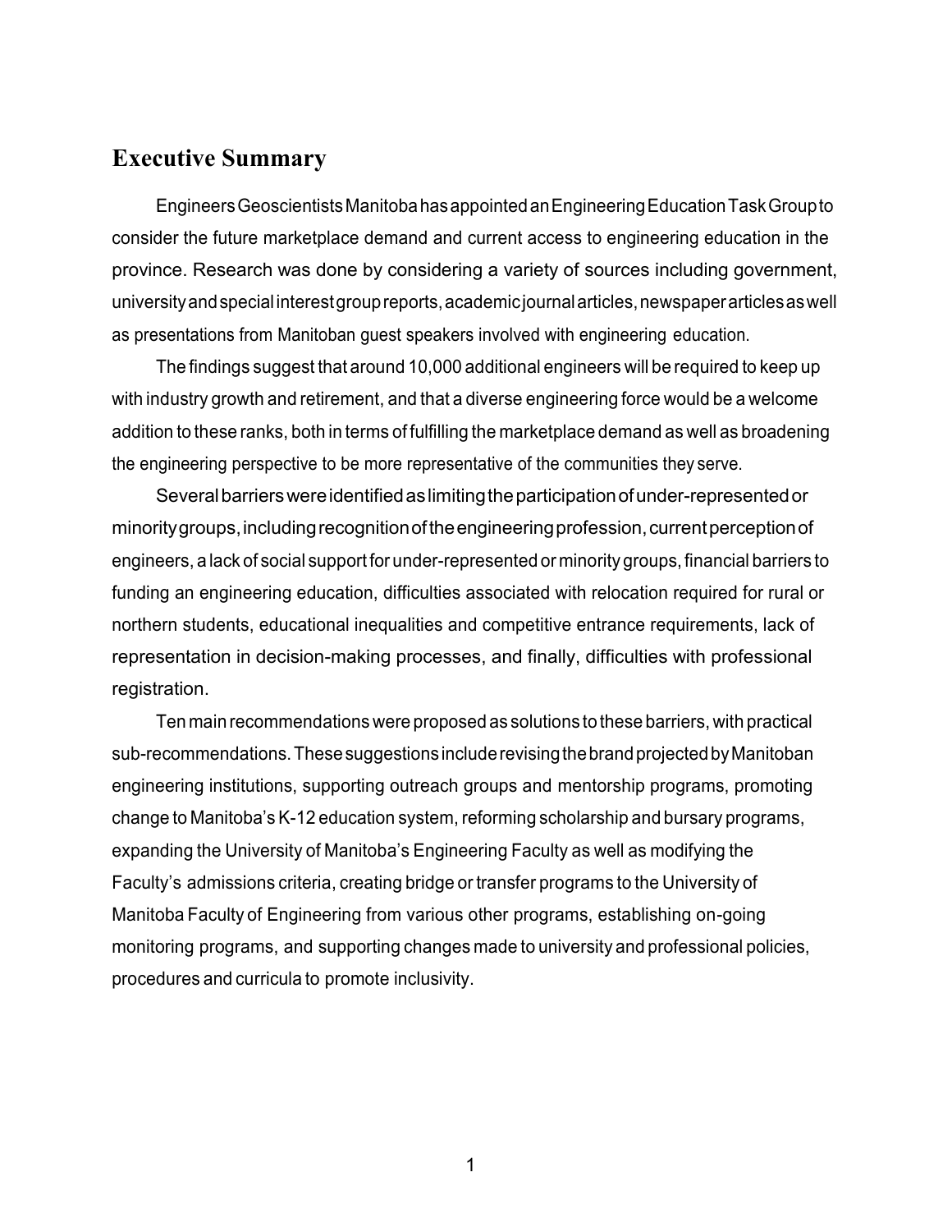## Executive Summary

Engineers Geoscientists Manitoba has appointed an Engineering Education Task Group to consider the future marketplace demand and current access to engineering education in the province. Research was done by considering a variety of sources including government, university and special interest group reports, academic journal articles, newspaper articles as well as presentations from Manitoban guest speakers involved with engineering education.

The findings suggest that around 10,000 additional engineers will be required to keep up with industry growth and retirement, and that a diverse engineering force would be a welcome addition to these ranks, both in terms of fulfilling the marketplace demand as well as broadening the engineering perspective to be more representative of the communities they serve.

Several barriers were identified as limiting the participation of under-represented or minority groups, including recognition of the engineering profession, current perception of engineers, a lack of social support for under-represented or minority groups, financial barriers to funding an engineering education, difficulties associated with relocation required for rural or northern students, educational inequalities and competitive entrance requirements, lack of representation in decision-making processes, and finally, difficulties with professional registration.

Ten main recommendations were proposed as solutions to these barriers, with practical sub-recommendations. These suggestions include revising the brand projected by Manitoban engineering institutions, supporting outreach groups and mentorship programs, promoting change to Manitoba's K-12 education system, reforming scholarship and bursary programs, expanding the University of Manitoba's Engineering Faculty as well as modifying the Faculty's admissions criteria, creating bridge or transfer programs to the University of Manitoba Faculty of Engineering from various other programs, establishing on-going monitoring programs, and supporting changes made to university and professional policies, procedures and curricula to promote inclusivity.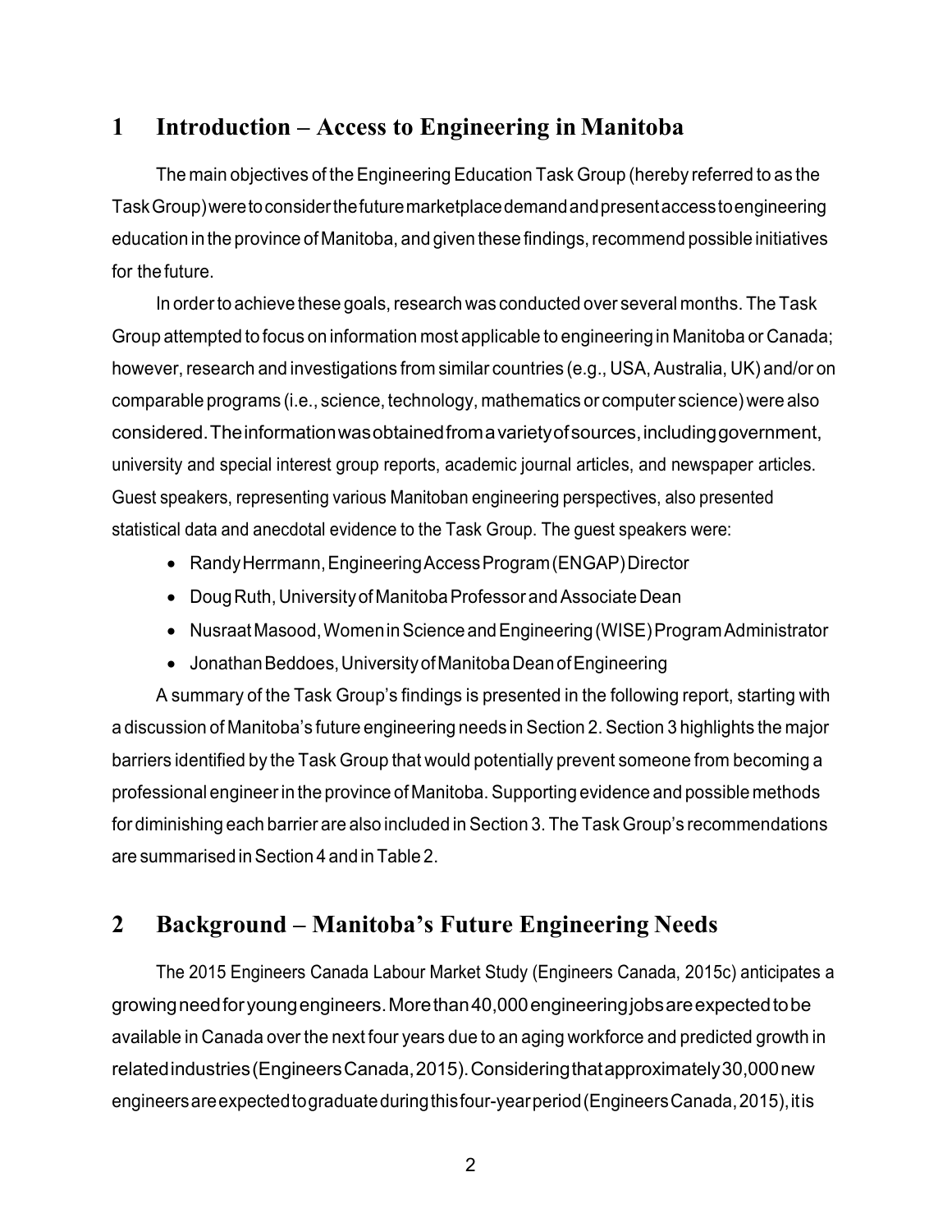# 1 Introduction – Access to Engineering in Manitoba

The main objectives of the Engineering Education Task Group (hereby referred to as the Task Group) were to consider the future marketplace demand and present access to engineering education in the province of Manitoba, and given these findings, recommend possible initiatives for the future.

In order to achieve these goals, research was conducted over several months. The Task Group attempted to focus on information most applicable to engineering in Manitoba or Canada; however, research and investigations from similar countries (e.g., USA, Australia, UK) and/or on comparable programs (i.e., science, technology, mathematics or computer science) were also considered. The information was obtained from a variety of sources, including government, university and special interest group reports, academic journal articles, and newspaper articles. Guest speakers, representing various Manitoban engineering perspectives, also presented statistical data and anecdotal evidence to the Task Group. The guest speakers were:

- Randy Herrmann, Engineering Access Program (ENGAP) Director
- Doug Ruth, University of Manitoba Professor and Associate Dean
- Nusraat Masood, Women in Science and Engineering (WISE) Program Administrator
- Jonathan Beddoes, University of Manitoba Dean of Engineering

A summary of the Task Group's findings is presented in the following report, starting with a discussion of Manitoba's future engineering needs in Section 2. Section 3 highlights the major barriers identified by the Task Group that would potentially prevent someone from becoming a professional engineer in the province of Manitoba. Supporting evidence and possible methods for diminishing each barrier are also included in Section 3. The Task Group's recommendations are summarised in Section 4 and in Table 2.

# 2 Background – Manitoba's Future Engineering Needs

The 2015 Engineers Canada Labour Market Study (Engineers Canada, 2015c) anticipates a growing need for young engineers. More than 40,000 engineering jobs are expected to be available in Canada over the next four years due to an aging workforce and predicted growth in related industries (Engineers Canada, 2015). Considering that approximately 30,000 new engineers are expected to graduate during this four-year period (Engineers Canada, 2015), it is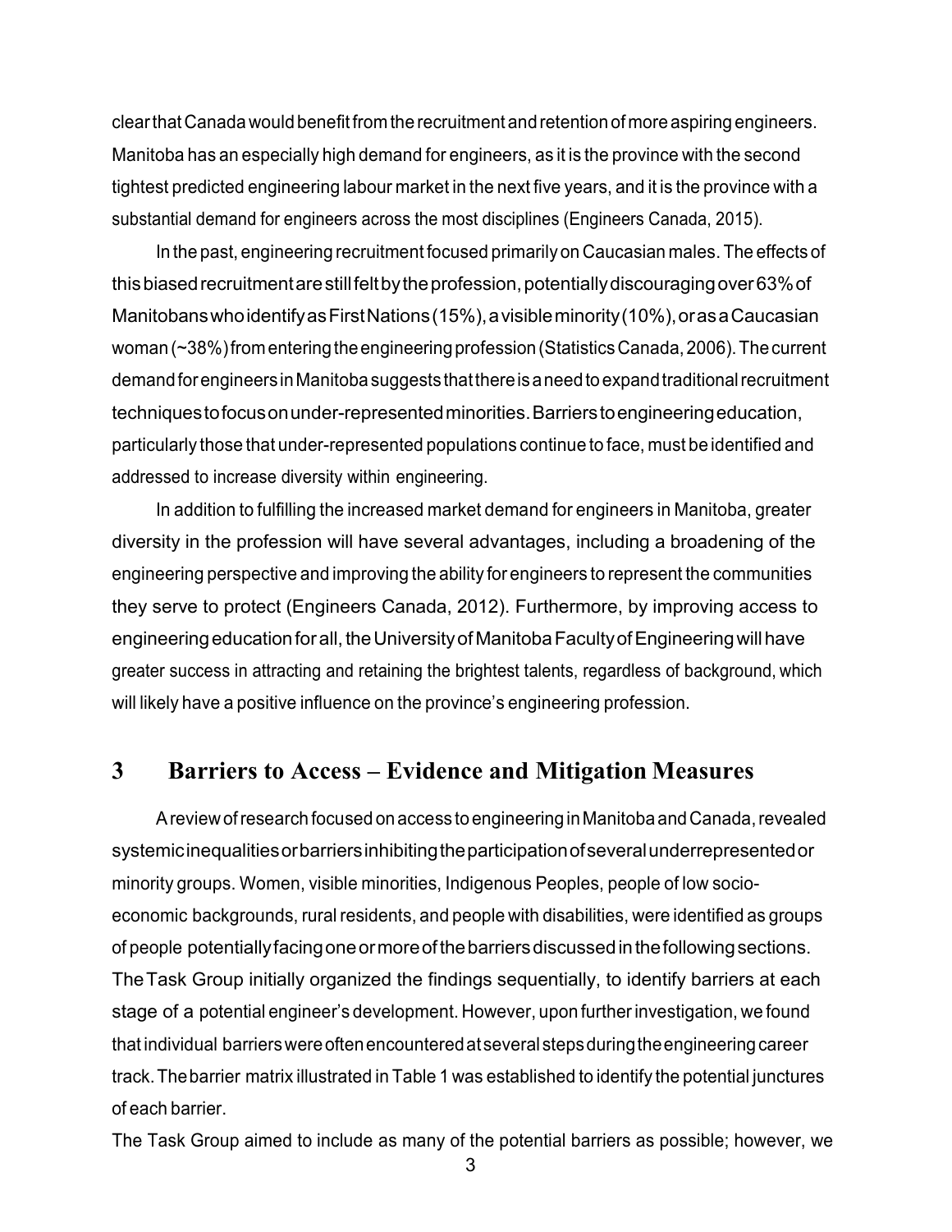clear that Canada would benefit from the recruitment and retention of more aspiring engineers. Manitoba has an especially high demand for engineers, as it is the province with the second tightest predicted engineering labour market in the next five years, and it is the province with a substantial demand for engineers across the most disciplines (Engineers Canada, 2015).

In the past, engineering recruitment focused primarily on Caucasian males. The effects of this biased recruitment are still felt by the profession, potentially discouraging over 63% of Manitobans who identify as First Nations (15%), a visible minority (10%), or as a Caucasian woman (~38%) from entering the engineering profession (Statistics Canada, 2006). The current demand for engineers in Manitoba suggests that there is a need to expand traditional recruitment techniques to focus on under-represented minorities. Barriers to engineering education, particularly those that under-represented populations continue to face, must be identified and addressed to increase diversity within engineering.

In addition to fulfilling the increased market demand for engineers in Manitoba, greater diversity in the profession will have several advantages, including a broadening of the engineering perspective and improving the ability for engineers to represent the communities they serve to protect (Engineers Canada, 2012). Furthermore, by improving access to engineering education for all, the University of Manitoba Faculty of Engineering will have greater success in attracting and retaining the brightest talents, regardless of background, which will likely have a positive influence on the province's engineering profession.

# 3 Barriers to Access – Evidence and Mitigation Measures

A review of research focused on access to engineering in Manitoba and Canada, revealed systemic inequalities or barriers inhibiting the participation of several underrepresented or minority groups. Women, visible minorities, Indigenous Peoples, people of low socio-economic backgrounds, rural residents, and people with disabilities, were identified as groups of people potentially facing one or more of the barriers discussed in the following sections. The Task Group initially organized the findings sequentially, to identify barriers at each stage of a potential engineer's development. However, upon further investigation, we found that individual barriers were often encountered at several steps during the engineering career track. The barrier matrix illustrated in Table 1 was established to identify the potential junctures of each barrier.

The Task Group aimed to include as many of the potential barriers as possible; however, we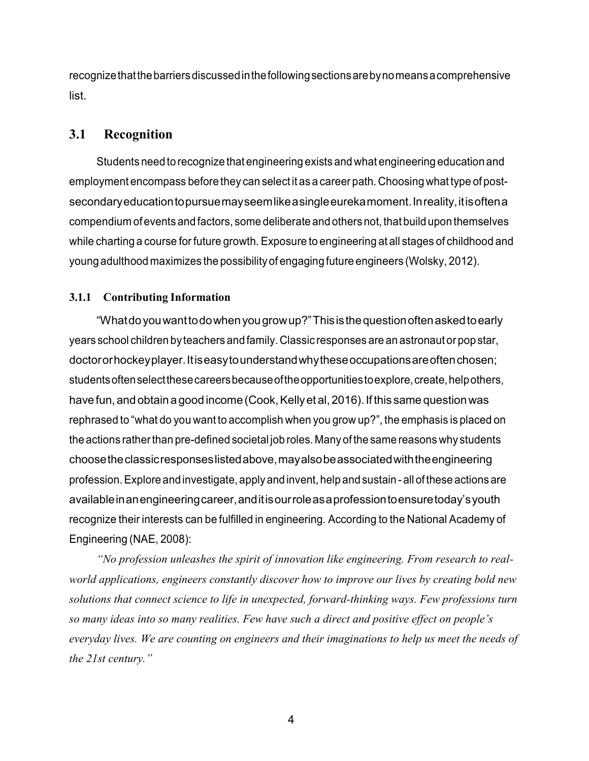recognize that the barriers discussed in the following sections are by no means a comprehensive list.

## 3.1 Recognition

Students need to recognize that engineering exists and what engineering education and employment encompass before they can select it as a career path. Choosing what type of post-secondary education to pursue may seem like a single eureka moment. In reality, it is often a compendium of events and factors, some deliberate and others not, that build upon themselves while charting a course for future growth. Exposure to engineering at all stages of childhood and young adulthood maximizes the possibility of engaging future engineers (Wolsky, 2012).

### 3.1.1 Contributing Information

"What do you want to do when you grow up?" This is the question often asked to early years school children by teachers and family. Classic responses are an astronaut or pop star, doctor or hockey player. It is easy to understand why these occupations are often chosen; students often select these careers because of the opportunities to explore, create, help others, have fun, and obtain a good income (Cook, Kelly et al, 2016). If this same question was rephrased to "what do you want to accomplish when you grow up?", the emphasis is placed on the actions rather than pre-defined societal job roles. Many of the same reasons why students choose the classic responses listed above, may also be associated with the engineering profession. Explore and investigate, apply and invent, help and sustain - all of these actions are available in an engineering career, and it is our role as a profession to ensure today's youth recognize their interests can be fulfilled in engineering. According to the National Academy of Engineering (NAE, 2008):

*"No profession unleashes the spirit of innovation like engineering. From research to real-world applications, engineers constantly discover how to improve our lives by creating bold new solutions that connect science to life in unexpected, forward-thinking ways. Few professions turn so many ideas into so many realities. Few have such a direct and positive effect on people's everyday lives. We are counting on engineers and their imaginations to help us meet the needs of the 21st century."*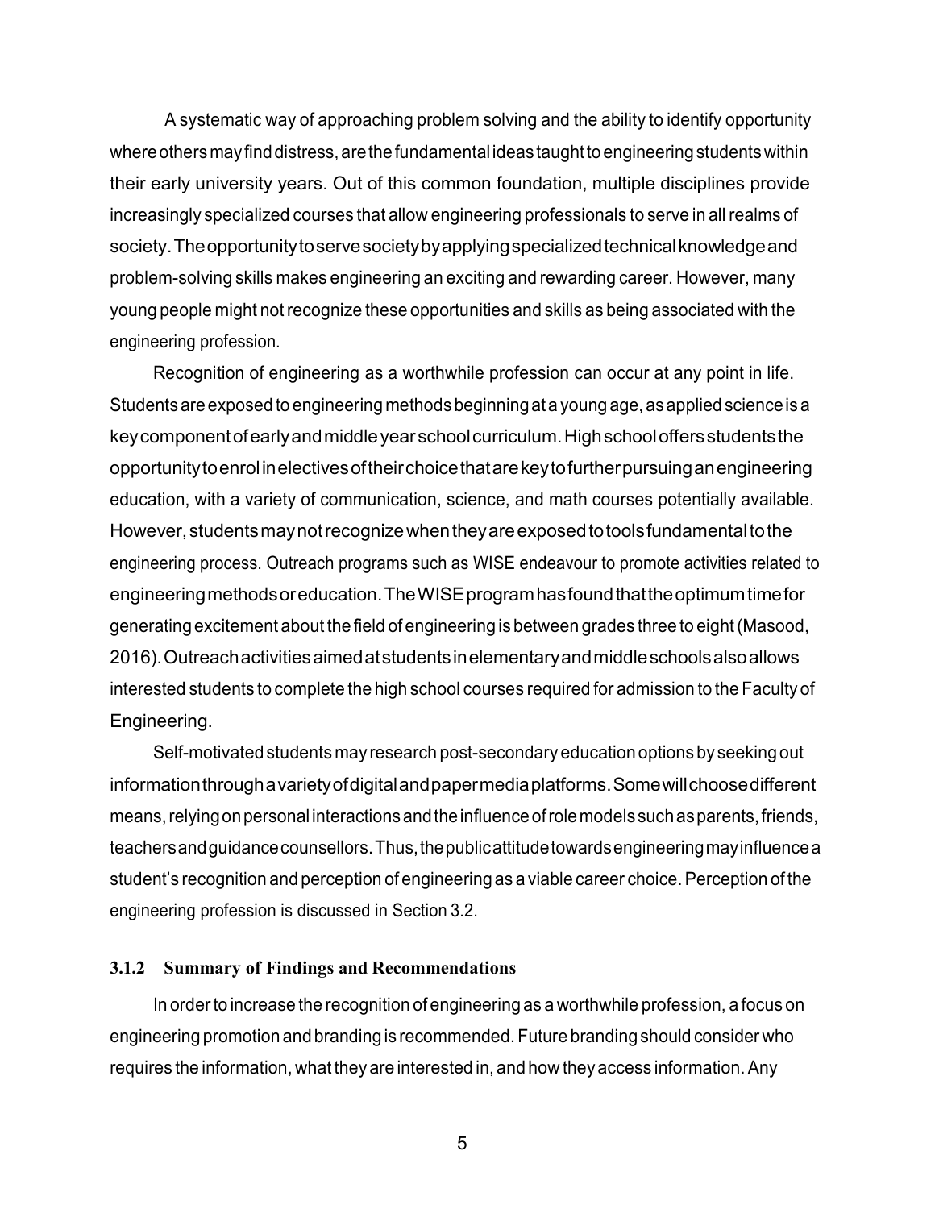A systematic way of approaching problem solving and the ability to identify opportunity where others may find distress, are the fundamental ideas taught to engineering students within their early university years. Out of this common foundation, multiple disciplines provide increasingly specialized courses that allow engineering professionals to serve in all realms of society. The opportunity to serve society by applying specialized technical knowledge and problem-solving skills makes engineering an exciting and rewarding career. However, many young people might not recognize these opportunities and skills as being associated with the engineering profession.

Recognition of engineering as a worthwhile profession can occur at any point in life. Students are exposed to engineering methods beginning at a young age, as applied science is a key component of early and middle year school curriculum. High school offers students the opportunity to enrol in electives of their choice that are key to further pursuing an engineering education, with a variety of communication, science, and math courses potentially available. However, students may not recognize when they are exposed to tools fundamental to the engineering process. Outreach programs such as WISE endeavour to promote activities related to engineering methods or education. The WISE program has found that the optimum time for generating excitement about the field of engineering is between grades three to eight (Masood, 2016). Outreach activities aimed at students in elementary and middle schools also allows interested students to complete the high school courses required for admission to the Faculty of Engineering.

Self-motivated students may research post-secondary education options by seeking out information through a variety of digital and paper media platforms. Some will choose different means, relying on personal interactions and the influence of role models such as parents, friends, teachers and guidance counsellors. Thus, the public attitude towards engineering may influence a student's recognition and perception of engineering as a viable career choice. Perception of the engineering profession is discussed in Section 3.2.

### 3.1.2 Summary of Findings and Recommendations

In order to increase the recognition of engineering as a worthwhile profession, a focus on engineering promotion and branding is recommended. Future branding should consider who requires the information, what they are interested in, and how they access information. Any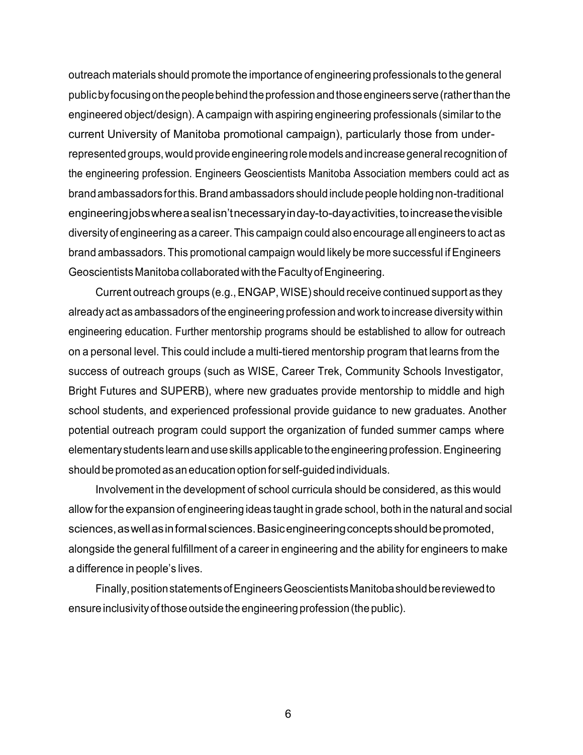outreach materials should promote the importance of engineering professionals to the general public by focusing on the people behind the profession and those engineers serve (rather than the engineered object/design). A campaign with aspiring engineering professionals (similar to the current University of Manitoba promotional campaign), particularly those from under-represented groups, would provide engineering role models and increase general recognition of the engineering profession. Engineers Geoscientists Manitoba Association members could act as brand ambassadors for this. Brand ambassadors should include people holding non-traditional engineering jobs where a seal isn't necessary in day-to-day activities, to increase the visible diversity of engineering as a career. This campaign could also encourage all engineers to act as brand ambassadors. This promotional campaign would likely be more successful if Engineers Geoscientists Manitoba collaborated with the Faculty of Engineering.

Current outreach groups (e.g., ENGAP, WISE) should receive continued support as they already act as ambassadors of the engineering profession and work to increase diversity within engineering education. Further mentorship programs should be established to allow for outreach on a personal level. This could include a multi-tiered mentorship program that learns from the success of outreach groups (such as WISE, Career Trek, Community Schools Investigator, Bright Futures and SUPERB), where new graduates provide mentorship to middle and high school students, and experienced professional provide guidance to new graduates. Another potential outreach program could support the organization of funded summer camps where elementary students learn and use skills applicable to the engineering profession. Engineering should be promoted as an education option for self-guided individuals.

Involvement in the development of school curricula should be considered, as this would allow for the expansion of engineering ideas taught in grade school, both in the natural and social sciences, as well as in formal sciences. Basic engineering concepts should be promoted, alongside the general fulfillment of a career in engineering and the ability for engineers to make a difference in people's lives.

Finally, position statements of Engineers Geoscientists Manitoba should be reviewed to ensure inclusivity of those outside the engineering profession (the public).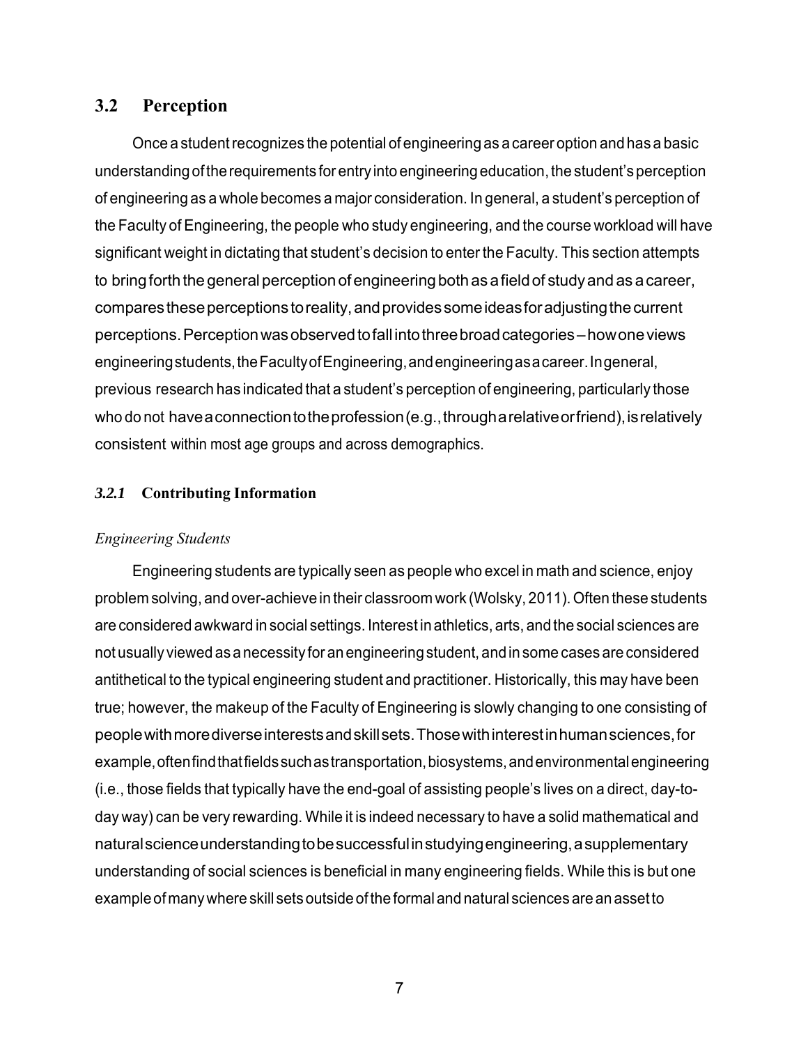## 3.2 Perception

Once a student recognizes the potential of engineering as a career option and has a basic understanding of the requirements for entry into engineering education, the student's perception of engineering as a whole becomes a major consideration. In general, a student's perception of the Faculty of Engineering, the people who study engineering, and the course workload will have significant weight in dictating that student's decision to enter the Faculty. This section attempts to bring forth the general perception of engineering both as a field of study and as a career, compares these perceptions to reality, and provides some ideas for adjusting the current perceptions. Perception was observed to fall into three broad categories – how one views engineering students, the Faculty of Engineering, and engineering as a career. In general, previous research has indicated that a student's perception of engineering, particularly those who do not have a connection to the profession (e.g., through a relative or friend), is relatively consistent within most age groups and across demographics.

### *3.2.1* Contributing Information

*Engineering Students*

Engineering students are typically seen as people who excel in math and science, enjoy problem solving, and over-achieve in their classroom work (Wolsky, 2011). Often these students are considered awkward in social settings. Interest in athletics, arts, and the social sciences are not usually viewed as a necessity for an engineering student, and in some cases are considered antithetical to the typical engineering student and practitioner. Historically, this may have been true; however, the makeup of the Faculty of Engineering is slowly changing to one consisting of people with more diverse interests and skill sets. Those with interest in human sciences, for example, often find that fields such as transportation, biosystems, and environmental engineering (i.e., those fields that typically have the end-goal of assisting people's lives on a direct, day-to-day way) can be very rewarding. While it is indeed necessary to have a solid mathematical and natural science understanding to be successful in studying engineering, a supplementary understanding of social sciences is beneficial in many engineering fields. While this is but one example of many where skill sets outside of the formal and natural sciences are an asset to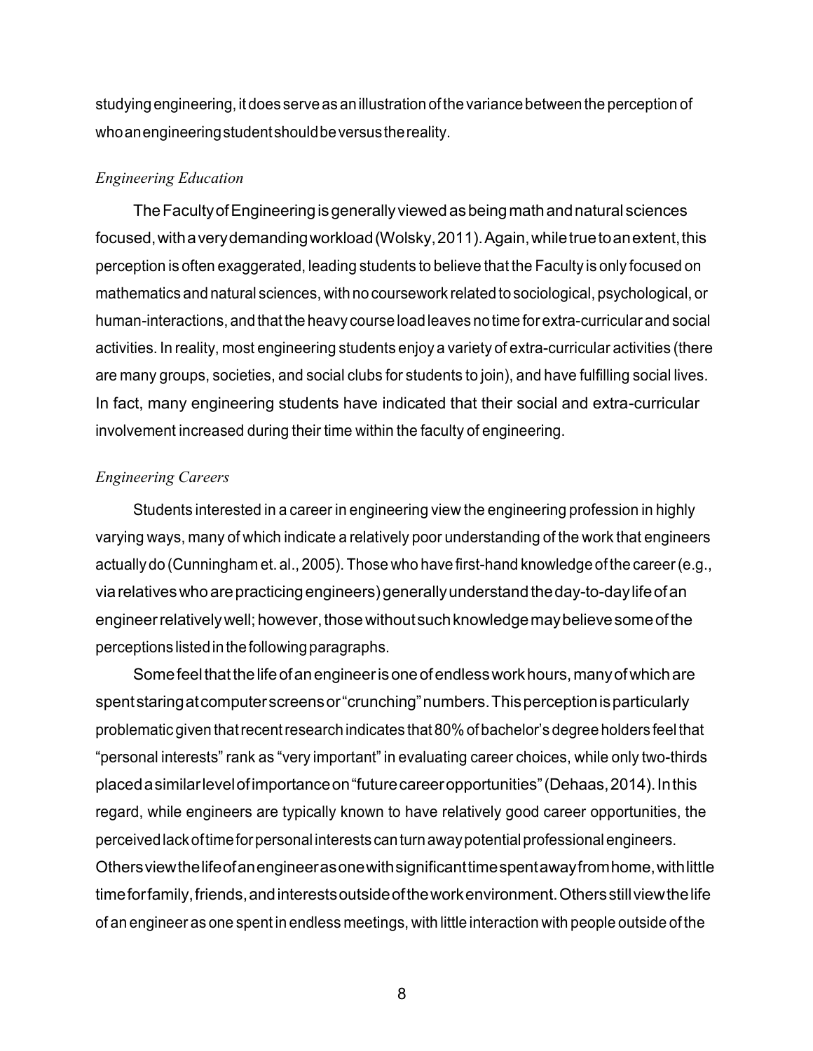studying engineering, it does serve as an illustration of the variance between the perception of who an engineering student should be versus the reality.

*Engineering Education*

The Faculty of Engineering is generally viewed as being math and natural sciences focused, with a very demanding workload (Wolsky, 2011). Again, while true to an extent, this perception is often exaggerated, leading students to believe that the Faculty is only focused on mathematics and natural sciences, with no coursework related to sociological, psychological, or human-interactions, and that the heavy course load leaves no time for extra-curricular and social activities. In reality, most engineering students enjoy a variety of extra-curricular activities (there are many groups, societies, and social clubs for students to join), and have fulfilling social lives. In fact, many engineering students have indicated that their social and extra-curricular involvement increased during their time within the faculty of engineering.

*Engineering Careers*

Students interested in a career in engineering view the engineering profession in highly varying ways, many of which indicate a relatively poor understanding of the work that engineers actually do (Cunningham et. al., 2005). Those who have first-hand knowledge of the career (e.g., via relatives who are practicing engineers) generally understand the day-to-day life of an engineer relatively well; however, those without such knowledge may believe some of the perceptions listed in the following paragraphs.

Some feel that the life of an engineer is one of endless work hours, many of which are spent staring at computer screens or "crunching" numbers. This perception is particularly problematic given that recent research indicates that 80% of bachelor's degree holders feel that "personal interests" rank as "very important" in evaluating career choices, while only two-thirds placed a similar level of importance on "future career opportunities" (Dehaas, 2014). In this regard, while engineers are typically known to have relatively good career opportunities, the perceived lack of time for personal interests can turn away potential professional engineers. Others view the life of an engineer as one with significant time spent away from home, with little time for family, friends, and interests outside of the work environment. Others still view the life of an engineer as one spent in endless meetings, with little interaction with people outside of the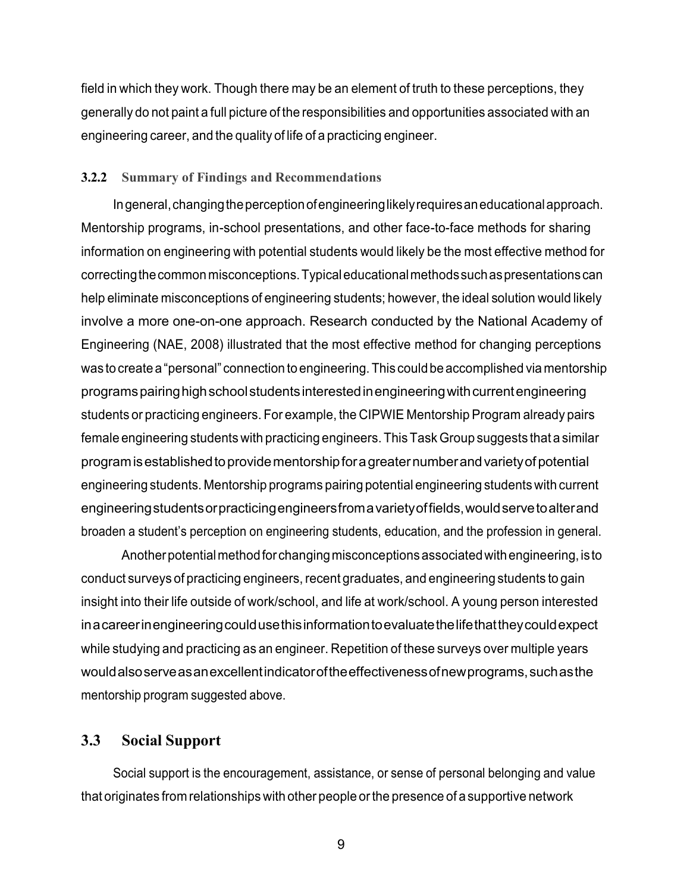field in which they work. Though there may be an element of truth to these perceptions, they generally do not paint a full picture of the responsibilities and opportunities associated with an engineering career, and the quality of life of a practicing engineer.

### 3.2.2 Summary of Findings and Recommendations

In general, changing the perception of engineering likely requires an educational approach. Mentorship programs, in-school presentations, and other face-to-face methods for sharing information on engineering with potential students would likely be the most effective method for correcting the common misconceptions. Typical educational methods such as presentations can help eliminate misconceptions of engineering students; however, the ideal solution would likely involve a more one-on-one approach. Research conducted by the National Academy of Engineering (NAE, 2008) illustrated that the most effective method for changing perceptions was to create a "personal" connection to engineering. This could be accomplished via mentorship programs pairing high school students interested in engineering with current engineering students or practicing engineers. For example, the CIPWIE Mentorship Program already pairs female engineering students with practicing engineers. This Task Group suggests that a similar program is established to provide mentorship for a greater number and variety of potential engineering students. Mentorship programs pairing potential engineering students with current engineering students or practicing engineers from a variety of fields, would serve to alter and broaden a student's perception on engineering students, education, and the profession in general.

Another potential method for changing misconceptions associated with engineering, is to conduct surveys of practicing engineers, recent graduates, and engineering students to gain insight into their life outside of work/school, and life at work/school. A young person interested in a career in engineering could use this information to evaluate the life that they could expect while studying and practicing as an engineer. Repetition of these surveys over multiple years would also serve as an excellent indicator of the effectiveness of new programs, such as the mentorship program suggested above.

## 3.3 Social Support

Social support is the encouragement, assistance, or sense of personal belonging and value that originates from relationships with other people or the presence of a supportive network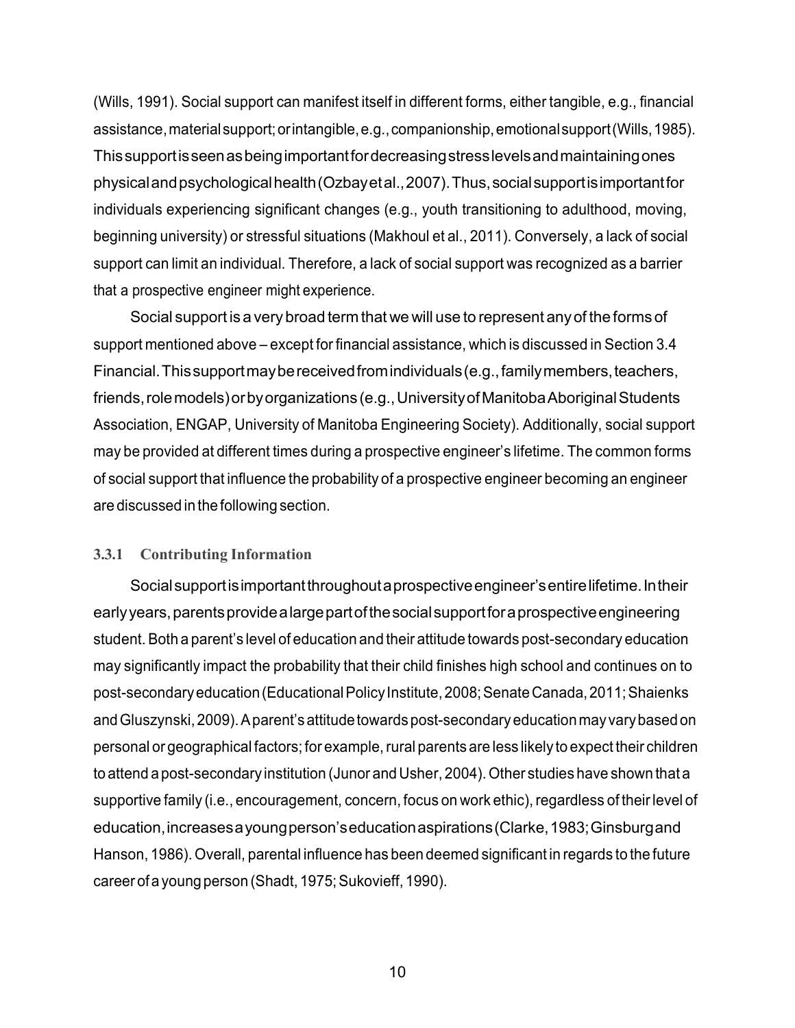(Wills, 1991). Social support can manifest itself in different forms, either tangible, e.g., financial assistance, material support; or intangible, e.g., companionship, emotional support (Wills, 1985). This support is seen as being important for decreasing stress levels and maintaining ones physical and psychological health (Ozbay et al., 2007). Thus, social support is important for individuals experiencing significant changes (e.g., youth transitioning to adulthood, moving, beginning university) or stressful situations (Makhoul et al., 2011). Conversely, a lack of social support can limit an individual. Therefore, a lack of social support was recognized as a barrier that a prospective engineer might experience.

Social support is a very broad term that we will use to represent any of the forms of support mentioned above – except for financial assistance, which is discussed in Section 3.4 Financial. This support may be received from individuals (e.g., family members, teachers, friends, role models) or by organizations (e.g., University of Manitoba Aboriginal Students Association, ENGAP, University of Manitoba Engineering Society). Additionally, social support may be provided at different times during a prospective engineer's lifetime. The common forms of social support that influence the probability of a prospective engineer becoming an engineer are discussed in the following section.

### 3.3.1 Contributing Information

Social support is important throughout a prospective engineer's entire lifetime. In their early years, parents provide a large part of the social support for a prospective engineering student. Both a parent's level of education and their attitude towards post-secondary education may significantly impact the probability that their child finishes high school and continues on to post-secondary education (Educational Policy Institute, 2008; Senate Canada, 2011; Shaienks and Gluszynski, 2009). A parent's attitude towards post-secondary education may vary based on personal or geographical factors; for example, rural parents are less likely to expect their children to attend a post-secondary institution (Junor and Usher, 2004). Other studies have shown that a supportive family (i.e., encouragement, concern, focus on work ethic), regardless of their level of education, increases a young person's education aspirations (Clarke, 1983; Ginsburg and Hanson, 1986). Overall, parental influence has been deemed significant in regards to the future career of a young person (Shadt, 1975; Sukovieff, 1990).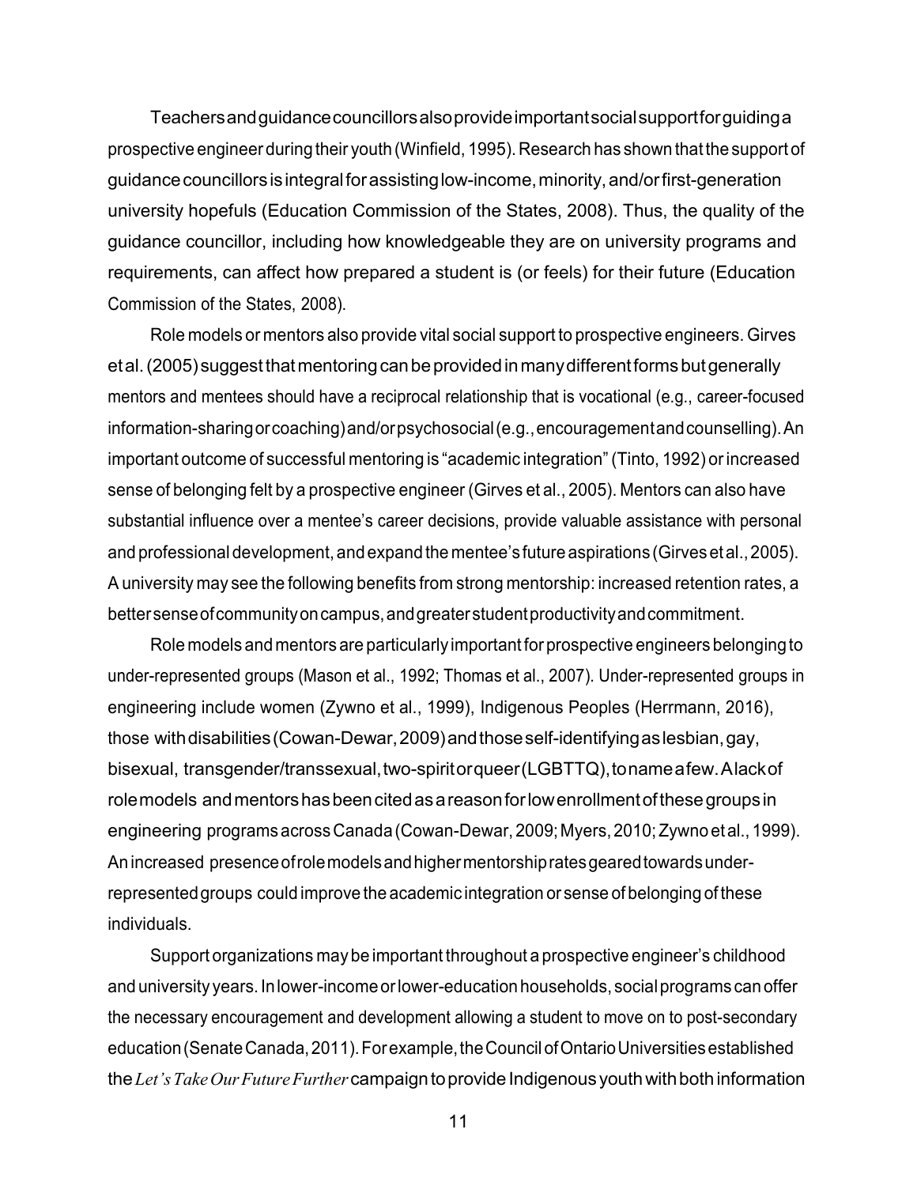Teachers and guidance councillors also provide important social support for guiding a prospective engineer during their youth (Winfield, 1995). Research has shown that the support of guidance councillors is integral for assisting low-income, minority, and/or first-generation university hopefuls (Education Commission of the States, 2008). Thus, the quality of the guidance councillor, including how knowledgeable they are on university programs and requirements, can affect how prepared a student is (or feels) for their future (Education Commission of the States, 2008).

Role models or mentors also provide vital social support to prospective engineers. Girves et al. (2005) suggest that mentoring can be provided in many different forms but generally mentors and mentees should have a reciprocal relationship that is vocational (e.g., career-focused information-sharing or coaching) and/or psychosocial (e.g., encouragement and counselling). An important outcome of successful mentoring is "academic integration" (Tinto, 1992) or increased sense of belonging felt by a prospective engineer (Girves et al., 2005). Mentors can also have substantial influence over a mentee's career decisions, provide valuable assistance with personal and professional development, and expand the mentee's future aspirations (Girves et al., 2005). A university may see the following benefits from strong mentorship: increased retention rates, a better sense of community on campus, and greater student productivity and commitment.

Role models and mentors are particularly important for prospective engineers belonging to under-represented groups (Mason et al., 1992; Thomas et al., 2007). Under-represented groups in engineering include women (Zywno et al., 1999), Indigenous Peoples (Herrmann, 2016), those with disabilities (Cowan-Dewar, 2009) and those self-identifying as lesbian, gay, bisexual, transgender/transsexual, two-spirit or queer (LGBTTQ), to name a few. A lack of role models and mentors has been cited as a reason for low enrollment of these groups in engineering programs across Canada (Cowan-Dewar, 2009; Myers, 2010; Zywno et al., 1999). An increased presence of role models and higher mentorship rates geared towards under-represented groups could improve the academic integration or sense of belonging of these individuals.

Support organizations may be important throughout a prospective engineer's childhood and university years. In lower-income or lower-education households, social programs can offer the necessary encouragement and development allowing a student to move on to post-secondary education (Senate Canada, 2011). For example, the Council of Ontario Universities established the *Let's Take Our Future Further* campaign to provide Indigenous youth with both information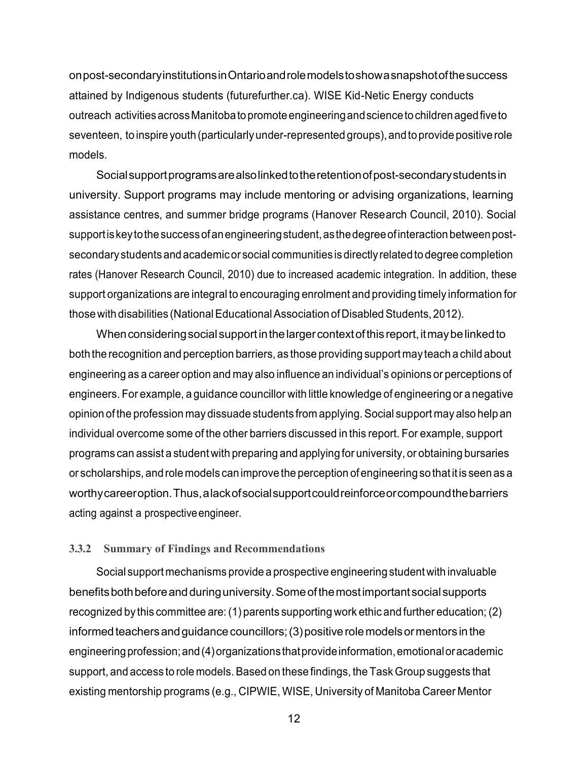on post-secondary institutions in Ontario and role models to show a snapshot of the success attained by Indigenous students (futurefurther.ca). WISE Kid-Netic Energy conducts outreach activities across Manitoba to promote engineering and science to children aged five to seventeen, to inspire youth (particularly under-represented groups), and to provide positive role models.

Social support programs are also linked to the retention of post-secondary students in university. Support programs may include mentoring or advising organizations, learning assistance centres, and summer bridge programs (Hanover Research Council, 2010). Social support is key to the success of an engineering student, as the degree of interaction between post-secondary students and academic or social communities is directly related to degree completion rates (Hanover Research Council, 2010) due to increased academic integration. In addition, these support organizations are integral to encouraging enrolment and providing timely information for those with disabilities (National Educational Association of Disabled Students, 2012).

When considering social support in the larger context of this report, it may be linked to both the recognition and perception barriers, as those providing support may teach a child about engineering as a career option and may also influence an individual's opinions or perceptions of engineers. For example, a guidance councillor with little knowledge of engineering or a negative opinion of the profession may dissuade students from applying. Social support may also help an individual overcome some of the other barriers discussed in this report. For example, support programs can assist a student with preparing and applying for university, or obtaining bursaries or scholarships, and role models can improve the perception of engineering so that it is seen as a worthy career option. Thus, a lack of social support could reinforce or compound the barriers acting against a prospective engineer.

### 3.3.2 Summary of Findings and Recommendations

Social support mechanisms provide a prospective engineering student with invaluable benefits both before and during university. Some of the most important social supports recognized by this committee are: (1) parents supporting work ethic and further education; (2) informed teachers and guidance councillors; (3) positive role models or mentors in the engineering profession; and (4) organizations that provide information, emotional or academic support, and access to role models. Based on these findings, the Task Group suggests that existing mentorship programs (e.g., CIPWIE, WISE, University of Manitoba Career Mentor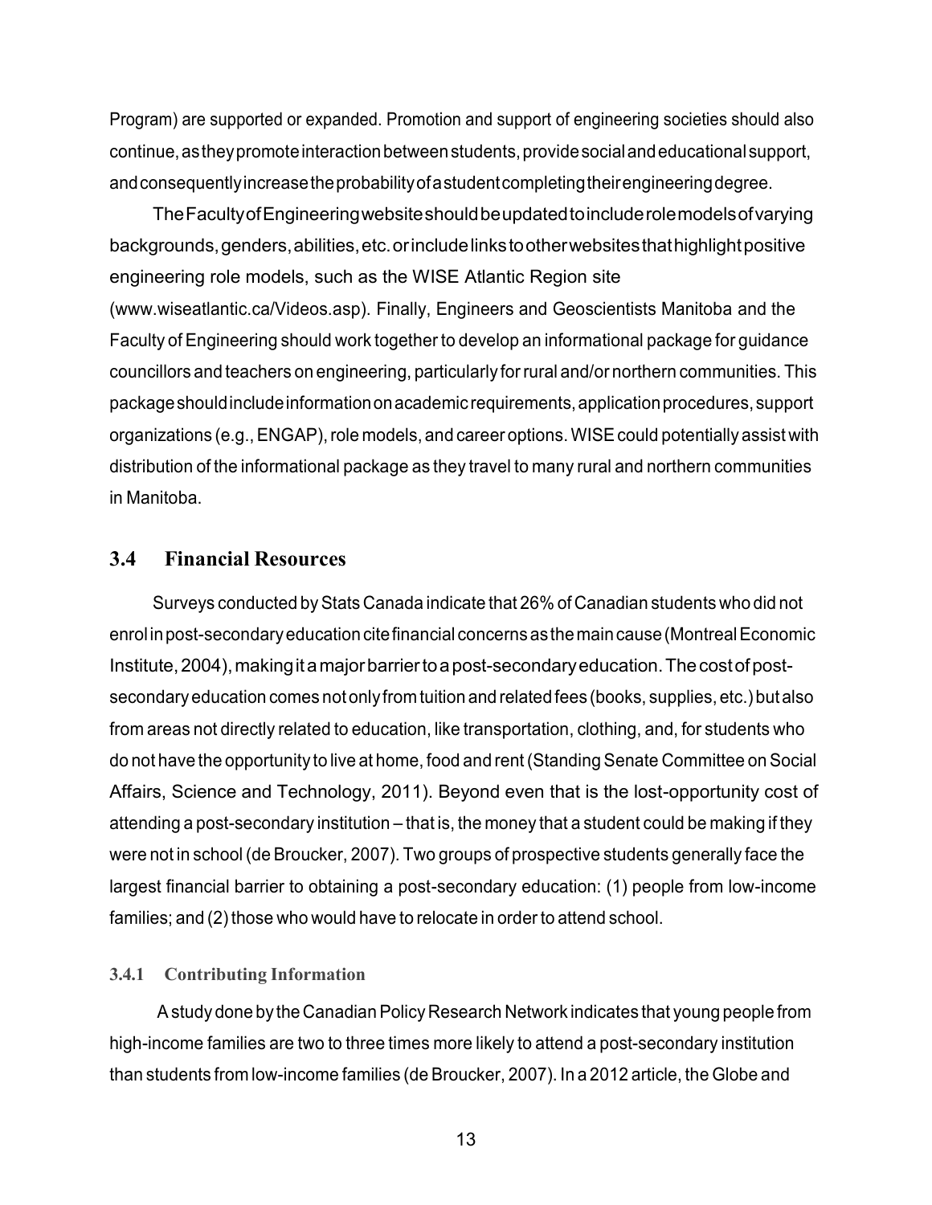Program) are supported or expanded. Promotion and support of engineering societies should also continue, as they promote interaction between students, provide social and educational support, and consequently increase the probability of a student completing their engineering degree.

The Faculty of Engineering website should be updated to include role models of varying backgrounds, genders, abilities, etc. or include links to other websites that highlight positive engineering role models, such as the WISE Atlantic Region site (www.wiseatlantic.ca/Videos.asp). Finally, Engineers and Geoscientists Manitoba and the Faculty of Engineering should work together to develop an informational package for guidance councillors and teachers on engineering, particularly for rural and/or northern communities. This package should include information on academic requirements, application procedures, support organizations (e.g., ENGAP), role models, and career options. WISE could potentially assist with distribution of the informational package as they travel to many rural and northern communities in Manitoba.

## 3.4 Financial Resources

Surveys conducted by Stats Canada indicate that 26% of Canadian students who did not enrol in post-secondary education cite financial concerns as the main cause (Montreal Economic Institute, 2004), making it a major barrier to a post-secondary education. The cost of post-secondary education comes not only from tuition and related fees (books, supplies, etc.) but also from areas not directly related to education, like transportation, clothing, and, for students who do not have the opportunity to live at home, food and rent (Standing Senate Committee on Social Affairs, Science and Technology, 2011). Beyond even that is the lost-opportunity cost of attending a post-secondary institution – that is, the money that a student could be making if they were not in school (de Broucker, 2007). Two groups of prospective students generally face the largest financial barrier to obtaining a post-secondary education: (1) people from low-income families; and (2) those who would have to relocate in order to attend school.

### 3.4.1 Contributing Information

A study done by the Canadian Policy Research Network indicates that young people from high-income families are two to three times more likely to attend a post-secondary institution than students from low-income families (de Broucker, 2007). In a 2012 article, the Globe and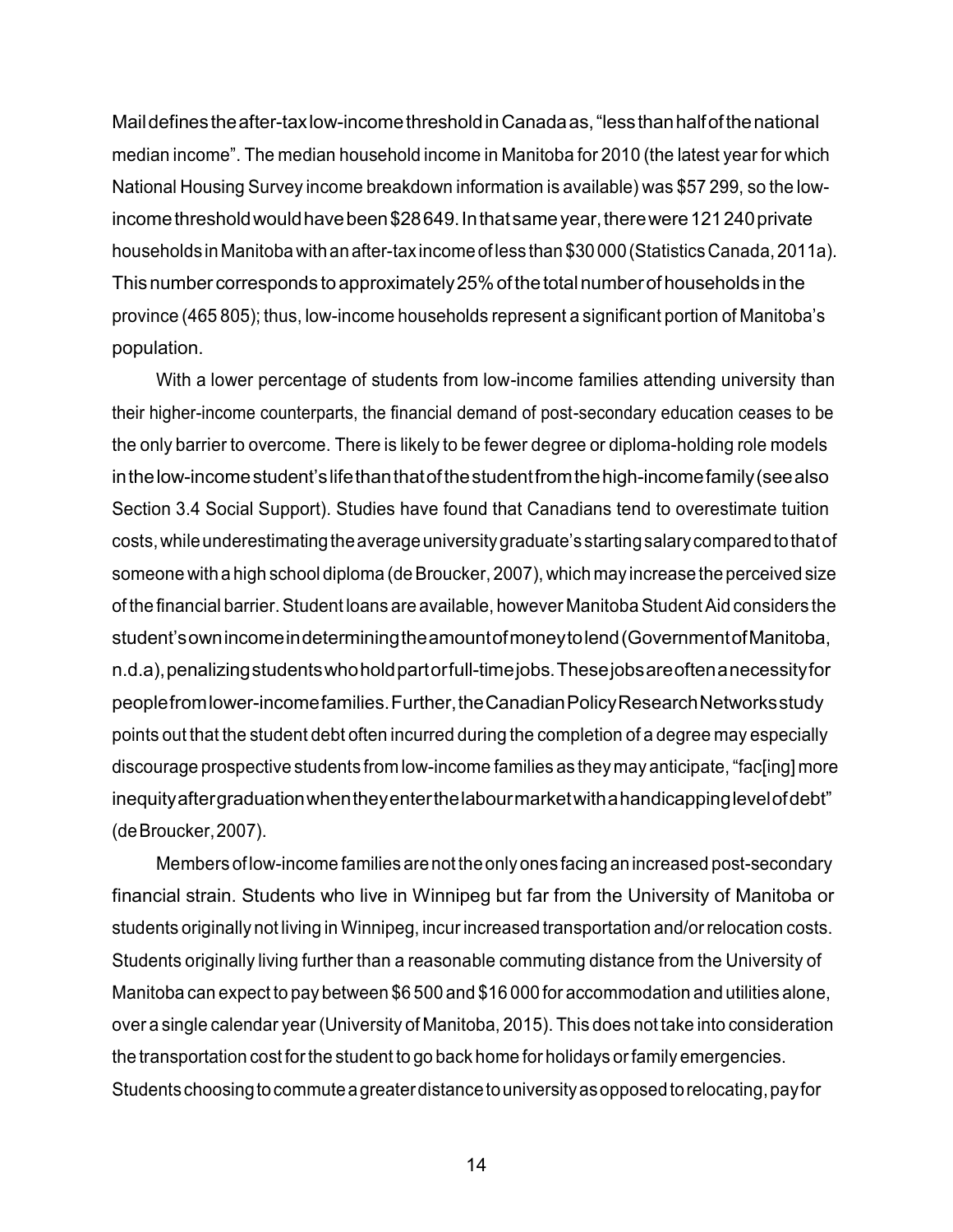Mail defines the after-tax low-income threshold in Canada as, "less than half of the national median income". The median household income in Manitoba for 2010 (the latest year for which National Housing Survey income breakdown information is available) was $57 299, so the low-income threshold would have been $28 649. In that same year, there were 121 240 private households in Manitoba with an after-tax income of less than $30 000 (Statistics Canada, 2011a). This number corresponds to approximately 25% of the total number of households in the province (465 805); thus, low-income households represent a significant portion of Manitoba's population.

With a lower percentage of students from low-income families attending university than their higher-income counterparts, the financial demand of post-secondary education ceases to be the only barrier to overcome. There is likely to be fewer degree or diploma-holding role models in the low-income student's life than that of the student from the high-income family (see also Section 3.4 Social Support). Studies have found that Canadians tend to overestimate tuition costs, while underestimating the average university graduate's starting salary compared to that of someone with a high school diploma (de Broucker, 2007), which may increase the perceived size of the financial barrier. Student loans are available, however Manitoba Student Aid considers the student's own income in determining the amount of money to lend (Government of Manitoba, n.d.a), penalizing students who hold part or full-time jobs. These jobs are often a necessity for people from lower-income families. Further, the Canadian Policy Research Networks study points out that the student debt often incurred during the completion of a degree may especially discourage prospective students from low-income families as they may anticipate, "fac[ing] more inequity after graduation when they enter the labour market with a handicapping level of debt" (de Broucker, 2007).

Members of low-income families are not the only ones facing an increased post-secondary financial strain. Students who live in Winnipeg but far from the University of Manitoba or students originally not living in Winnipeg, incur increased transportation and/or relocation costs. Students originally living further than a reasonable commuting distance from the University of Manitoba can expect to pay between $6 500 and $16 000 for accommodation and utilities alone, over a single calendar year (University of Manitoba, 2015). This does not take into consideration the transportation cost for the student to go back home for holidays or family emergencies. Students choosing to commute a greater distance to university as opposed to relocating, pay for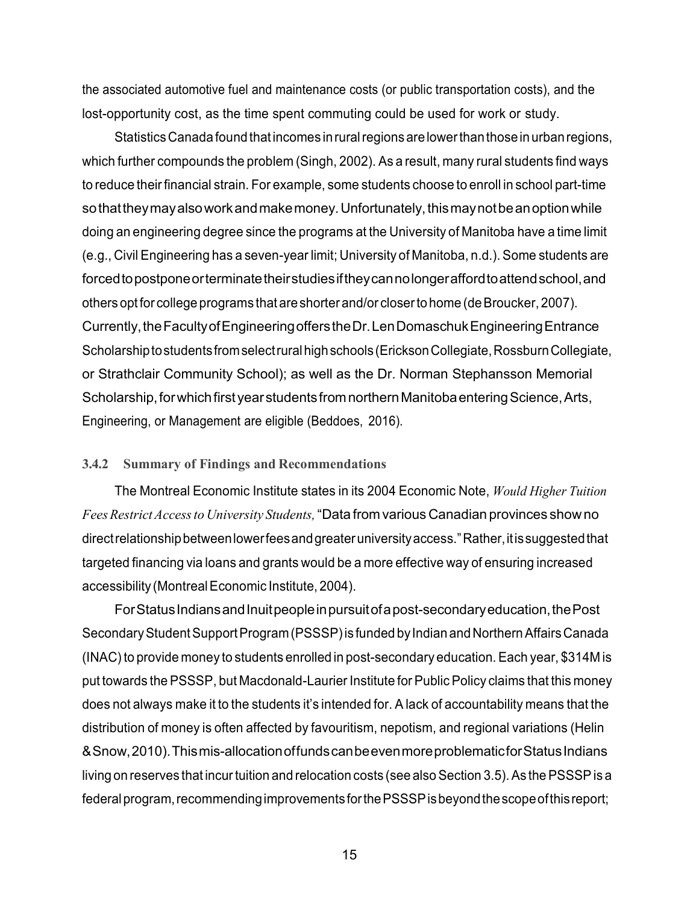the associated automotive fuel and maintenance costs (or public transportation costs), and the lost-opportunity cost, as the time spent commuting could be used for work or study.

Statistics Canada found that incomes in rural regions are lower than those in urban regions, which further compounds the problem (Singh, 2002). As a result, many rural students find ways to reduce their financial strain. For example, some students choose to enroll in school part-time so that they may also work and make money. Unfortunately, this may not be an option while doing an engineering degree since the programs at the University of Manitoba have a time limit (e.g., Civil Engineering has a seven-year limit; University of Manitoba, n.d.). Some students are forced to postpone or terminate their studies if they can no longer afford to attend school, and others opt for college programs that are shorter and/or closer to home (de Broucker, 2007). Currently, the Faculty of Engineering offers the Dr. Len Domaschuk Engineering Entrance Scholarship to students from select rural high schools (Erickson Collegiate, Rossburn Collegiate, or Strathclair Community School); as well as the Dr. Norman Stephansson Memorial Scholarship, for which first year students from northern Manitoba entering Science, Arts, Engineering, or Management are eligible (Beddoes, 2016).

### 3.4.2 Summary of Findings and Recommendations

The Montreal Economic Institute states in its 2004 Economic Note, *Would Higher Tuition Fees Restrict Access to University Students,* "Data from various Canadian provinces show no direct relationship between lower fees and greater university access." Rather, it is suggested that targeted financing via loans and grants would be a more effective way of ensuring increased accessibility (Montreal Economic Institute, 2004).

For Status Indians and Inuit people in pursuit of a post-secondary education, the Post Secondary Student Support Program (PSSSP) is funded by Indian and Northern Affairs Canada (INAC) to provide money to students enrolled in post-secondary education. Each year, $314M is put towards the PSSSP, but Macdonald-Laurier Institute for Public Policy claims that this money does not always make it to the students it's intended for. A lack of accountability means that the distribution of money is often affected by favouritism, nepotism, and regional variations (Helin & Snow, 2010). This mis-allocation of funds can be even more problematic for Status Indians living on reserves that incur tuition and relocation costs (see also Section 3.5). As the PSSSP is a federal program, recommending improvements for the PSSSP is beyond the scope of this report;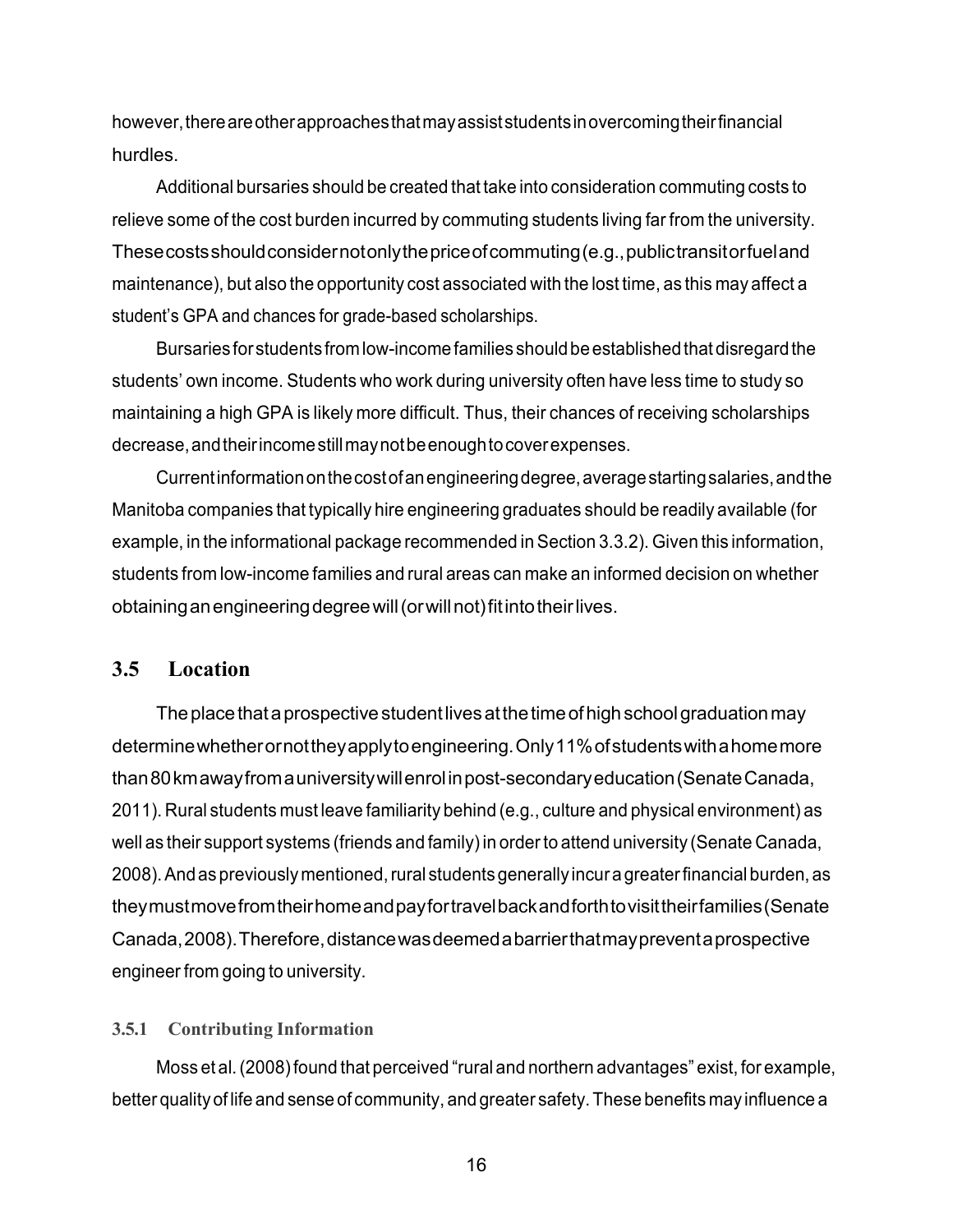however, there are other approaches that may assist students in overcoming their financial hurdles.

Additional bursaries should be created that take into consideration commuting costs to relieve some of the cost burden incurred by commuting students living far from the university. These costs should consider not only the price of commuting (e.g., public transit or fuel and maintenance), but also the opportunity cost associated with the lost time, as this may affect a student's GPA and chances for grade-based scholarships.

Bursaries for students from low-income families should be established that disregard the students' own income. Students who work during university often have less time to study so maintaining a high GPA is likely more difficult. Thus, their chances of receiving scholarships decrease, and their income still may not be enough to cover expenses.

Current information on the cost of an engineering degree, average starting salaries, and the Manitoba companies that typically hire engineering graduates should be readily available (for example, in the informational package recommended in Section 3.3.2). Given this information, students from low-income families and rural areas can make an informed decision on whether obtaining an engineering degree will (or will not) fit into their lives.

## 3.5 Location

The place that a prospective student lives at the time of high school graduation may determine whether or not they apply to engineering. Only 11% of students with a home more than 80 km away from a university will enrol in post-secondary education (Senate Canada, 2011). Rural students must leave familiarity behind (e.g., culture and physical environment) as well as their support systems (friends and family) in order to attend university (Senate Canada, 2008). And as previously mentioned, rural students generally incur a greater financial burden, as they must move from their home and pay for travel back and forth to visit their families (Senate Canada, 2008). Therefore, distance was deemed a barrier that may prevent a prospective engineer from going to university.

### 3.5.1 Contributing Information

Moss et al. (2008) found that perceived "rural and northern advantages" exist, for example, better quality of life and sense of community, and greater safety. These benefits may influence a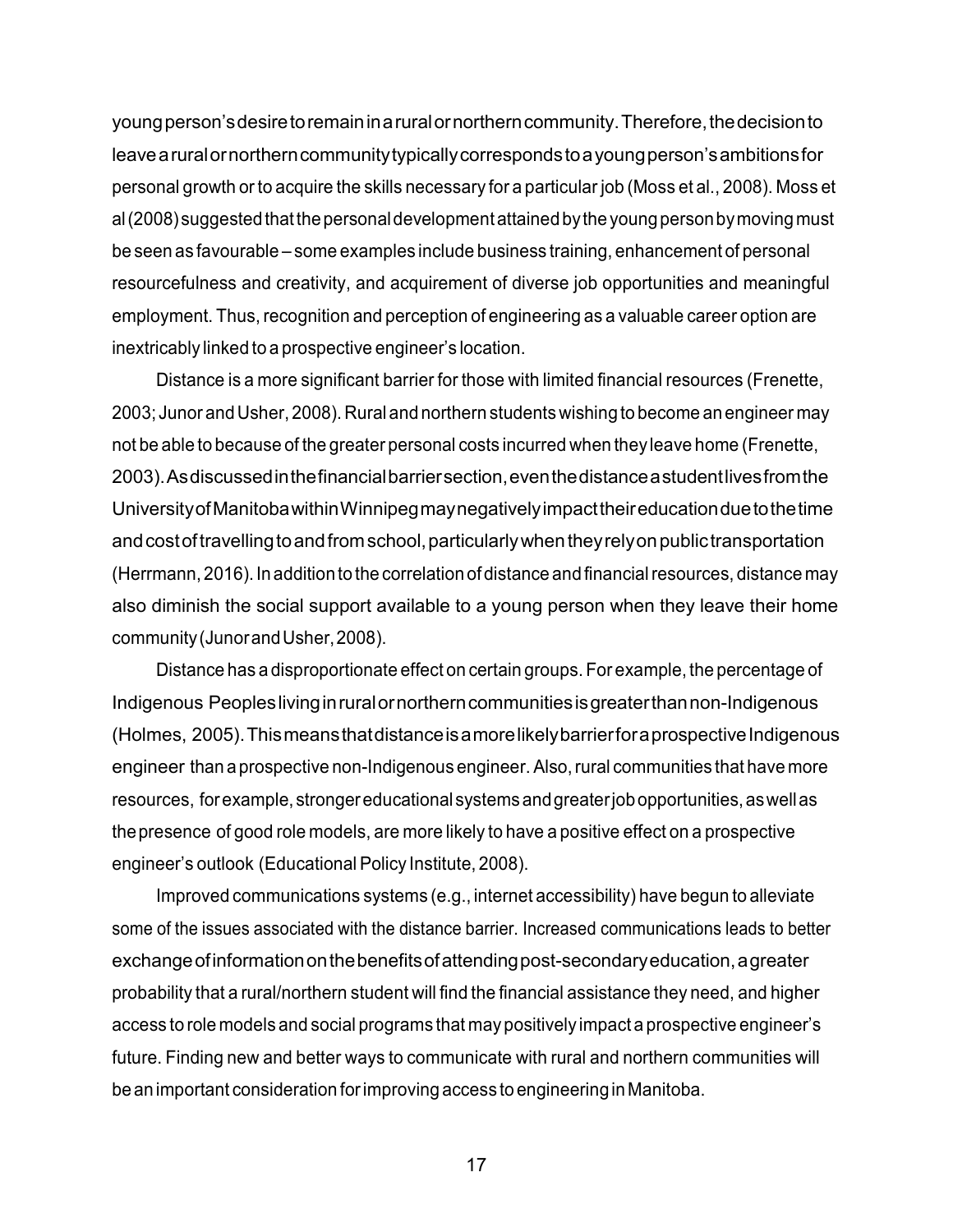young person's desire to remain in a rural or northern community. Therefore, the decision to leave a rural or northern community typically corresponds to a young person's ambitions for personal growth or to acquire the skills necessary for a particular job (Moss et al., 2008). Moss et al (2008) suggested that the personal development attained by the young person by moving must be seen as favourable – some examples include business training, enhancement of personal resourcefulness and creativity, and acquirement of diverse job opportunities and meaningful employment. Thus, recognition and perception of engineering as a valuable career option are inextricably linked to a prospective engineer's location.

Distance is a more significant barrier for those with limited financial resources (Frenette, 2003; Junor and Usher, 2008). Rural and northern students wishing to become an engineer may not be able to because of the greater personal costs incurred when they leave home (Frenette, 2003). As discussed in the financial barrier section, even the distance a student lives from the University of Manitoba within Winnipeg may negatively impact their education due to the time and cost of travelling to and from school, particularly when they rely on public transportation (Herrmann, 2016). In addition to the correlation of distance and financial resources, distance may also diminish the social support available to a young person when they leave their home community (Junor and Usher, 2008).

Distance has a disproportionate effect on certain groups. For example, the percentage of Indigenous Peoples living in rural or northern communities is greater than non-Indigenous (Holmes, 2005). This means that distance is a more likely barrier for a prospective Indigenous engineer than a prospective non-Indigenous engineer. Also, rural communities that have more resources, for example, stronger educational systems and greater job opportunities, as well as the presence of good role models, are more likely to have a positive effect on a prospective engineer's outlook (Educational Policy Institute, 2008).

Improved communications systems (e.g., internet accessibility) have begun to alleviate some of the issues associated with the distance barrier. Increased communications leads to better exchange of information on the benefits of attending post-secondary education, a greater probability that a rural/northern student will find the financial assistance they need, and higher access to role models and social programs that may positively impact a prospective engineer's future. Finding new and better ways to communicate with rural and northern communities will be an important consideration for improving access to engineering in Manitoba.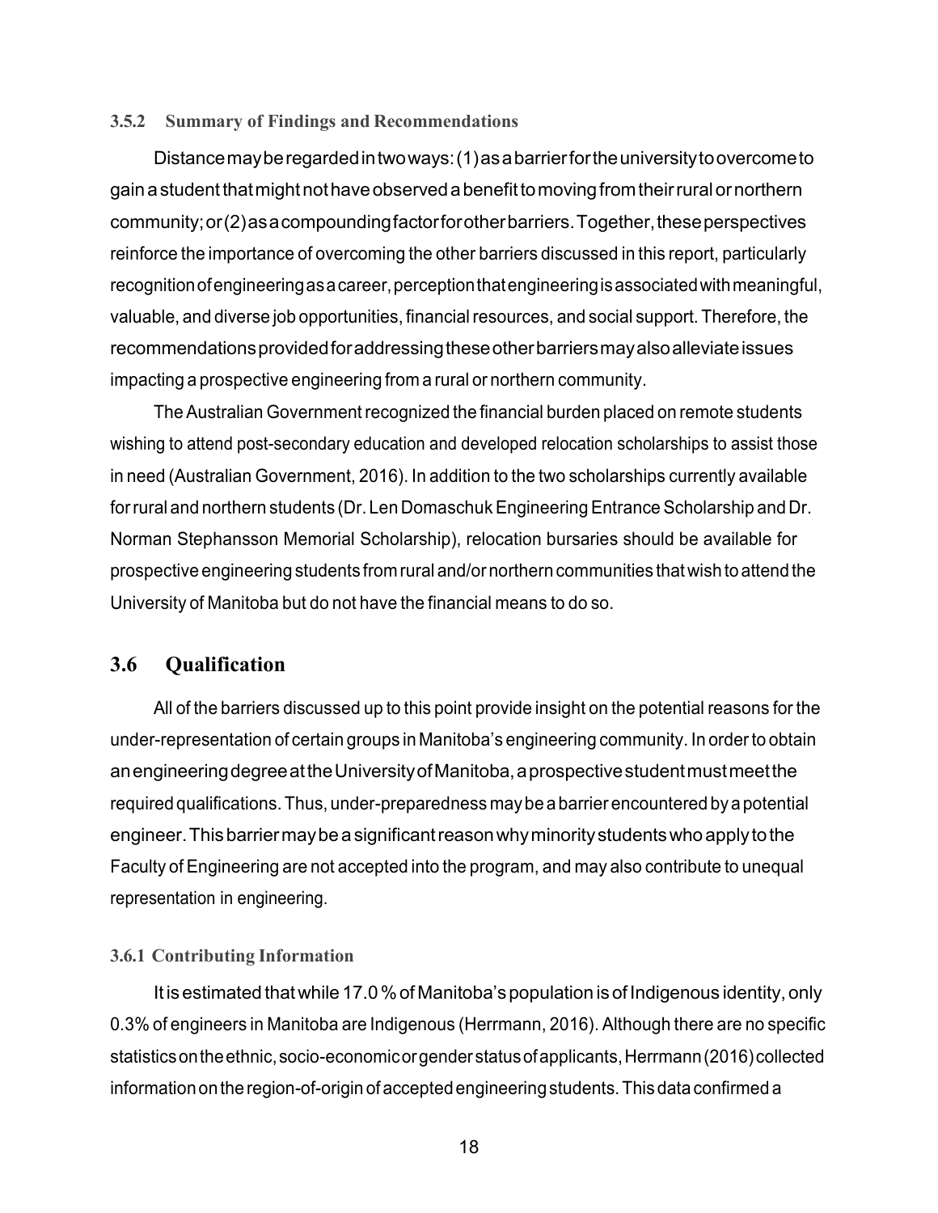### 3.5.2 Summary of Findings and Recommendations

Distance may be regarded in two ways: (1) as a barrier for the university to overcome to gain a student that might not have observed a benefit to moving from their rural or northern community; or (2) as a compounding factor for other barriers. Together, these perspectives reinforce the importance of overcoming the other barriers discussed in this report, particularly recognition of engineering as a career, perception that engineering is associated with meaningful, valuable, and diverse job opportunities, financial resources, and social support. Therefore, the recommendations provided for addressing these other barriers may also alleviate issues impacting a prospective engineering from a rural or northern community.

The Australian Government recognized the financial burden placed on remote students wishing to attend post-secondary education and developed relocation scholarships to assist those in need (Australian Government, 2016). In addition to the two scholarships currently available for rural and northern students (Dr. Len Domaschuk Engineering Entrance Scholarship and Dr. Norman Stephansson Memorial Scholarship), relocation bursaries should be available for prospective engineering students from rural and/or northern communities that wish to attend the University of Manitoba but do not have the financial means to do so.

## 3.6 Qualification

All of the barriers discussed up to this point provide insight on the potential reasons for the under-representation of certain groups in Manitoba's engineering community. In order to obtain an engineering degree at the University of Manitoba, a prospective student must meet the required qualifications. Thus, under-preparedness may be a barrier encountered by a potential engineer. This barrier may be a significant reason why minority students who apply to the Faculty of Engineering are not accepted into the program, and may also contribute to unequal representation in engineering.

### 3.6.1 Contributing Information

It is estimated that while 17.0 % of Manitoba's population is of Indigenous identity, only 0.3% of engineers in Manitoba are Indigenous (Herrmann, 2016). Although there are no specific statistics on the ethnic, socio-economic or gender status of applicants, Herrmann (2016) collected information on the region-of-origin of accepted engineering students. This data confirmed a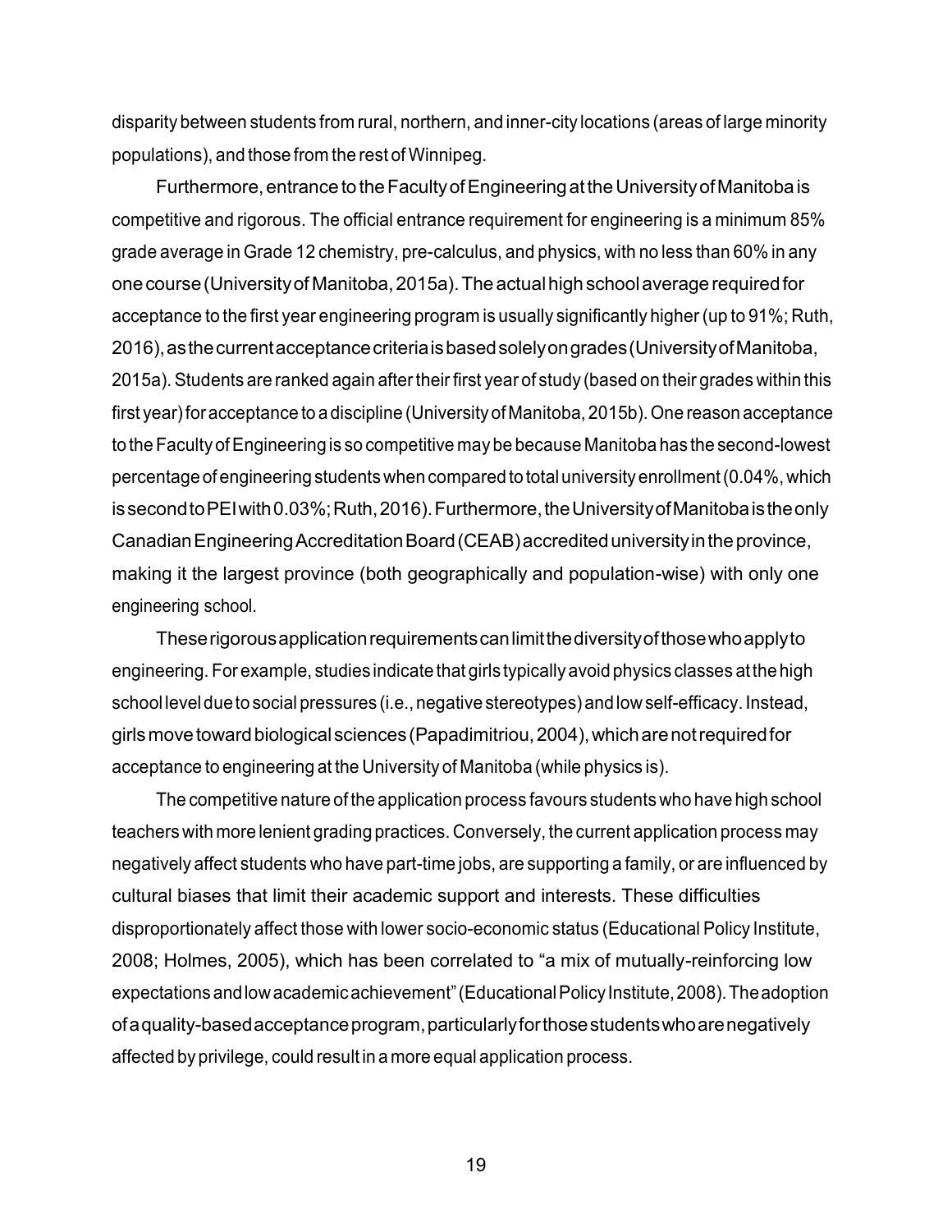disparity between students from rural, northern, and inner-city locations (areas of large minority populations), and those from the rest of Winnipeg.

Furthermore, entrance to the Faculty of Engineering at the University of Manitoba is competitive and rigorous. The official entrance requirement for engineering is a minimum 85% grade average in Grade 12 chemistry, pre-calculus, and physics, with no less than 60% in any one course (University of Manitoba, 2015a). The actual high school average required for acceptance to the first year engineering program is usually significantly higher (up to 91%; Ruth, 2016), as the current acceptance criteria is based solely on grades (University of Manitoba, 2015a). Students are ranked again after their first year of study (based on their grades within this first year) for acceptance to a discipline (University of Manitoba, 2015b). One reason acceptance to the Faculty of Engineering is so competitive may be because Manitoba has the second-lowest percentage of engineering students when compared to total university enrollment (0.04%, which is second to PEI with 0.03%; Ruth, 2016). Furthermore, the University of Manitoba is the only Canadian Engineering Accreditation Board (CEAB) accredited university in the province, making it the largest province (both geographically and population-wise) with only one engineering school.

These rigorous application requirements can limit the diversity of those who apply to engineering. For example, studies indicate that girls typically avoid physics classes at the high school level due to social pressures (i.e., negative stereotypes) and low self-efficacy. Instead, girls move toward biological sciences (Papadimitriou, 2004), which are not required for acceptance to engineering at the University of Manitoba (while physics is).

The competitive nature of the application process favours students who have high school teachers with more lenient grading practices. Conversely, the current application process may negatively affect students who have part-time jobs, are supporting a family, or are influenced by cultural biases that limit their academic support and interests. These difficulties disproportionately affect those with lower socio-economic status (Educational Policy Institute, 2008; Holmes, 2005), which has been correlated to "a mix of mutually-reinforcing low expectations and low academic achievement" (Educational Policy Institute, 2008). The adoption of a quality-based acceptance program, particularly for those students who are negatively affected by privilege, could result in a more equal application process.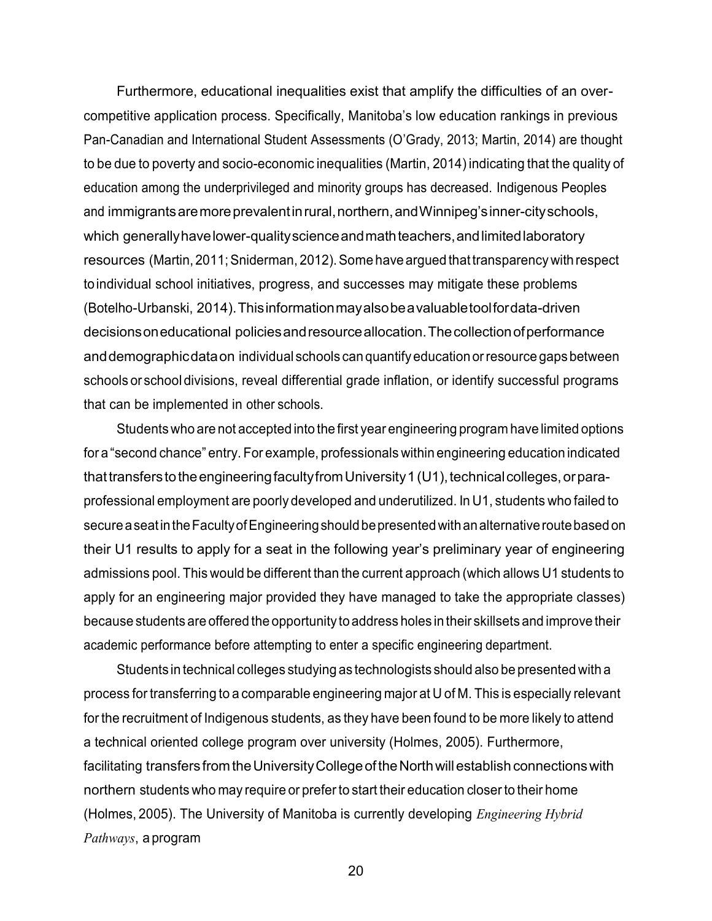Furthermore, educational inequalities exist that amplify the difficulties of an over-competitive application process. Specifically, Manitoba's low education rankings in previous Pan-Canadian and International Student Assessments (O'Grady, 2013; Martin, 2014) are thought to be due to poverty and socio-economic inequalities (Martin, 2014) indicating that the quality of education among the underprivileged and minority groups has decreased. Indigenous Peoples and immigrants are more prevalent in rural, northern, and Winnipeg's inner-city schools, which generally have lower-quality science and math teachers, and limited laboratory resources (Martin, 2011; Sniderman, 2012). Some have argued that transparency with respect to individual school initiatives, progress, and successes may mitigate these problems (Botelho-Urbanski, 2014). This information may also be a valuable tool for data-driven decisions on educational policies and resource allocation. The collection of performance and demographic data on individual schools can quantify education or resource gaps between schools or school divisions, reveal differential grade inflation, or identify successful programs that can be implemented in other schools.

Students who are not accepted into the first year engineering program have limited options for a "second chance" entry. For example, professionals within engineering education indicated that transfers to the engineering faculty from University 1 (U1), technical colleges, or para-professional employment are poorly developed and underutilized. In U1, students who failed to secure a seat in the Faculty of Engineering should be presented with an alternative route based on their U1 results to apply for a seat in the following year's preliminary year of engineering admissions pool. This would be different than the current approach (which allows U1 students to apply for an engineering major provided they have managed to take the appropriate classes) because students are offered the opportunity to address holes in their skillsets and improve their academic performance before attempting to enter a specific engineering department.

Students in technical colleges studying as technologists should also be presented with a process for transferring to a comparable engineering major at U of M. This is especially relevant for the recruitment of Indigenous students, as they have been found to be more likely to attend a technical oriented college program over university (Holmes, 2005). Furthermore, facilitating transfers from the University College of the North will establish connections with northern students who may require or prefer to start their education closer to their home (Holmes, 2005). The University of Manitoba is currently developing *Engineering Hybrid Pathways*, a program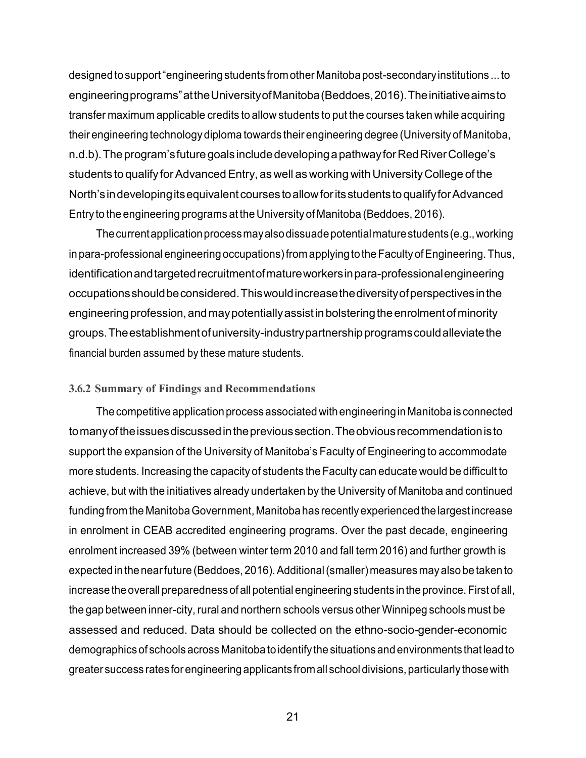designed to support "engineering students from other Manitoba post-secondary institutions ... to engineering programs" at the University of Manitoba (Beddoes, 2016). The initiative aims to transfer maximum applicable credits to allow students to put the courses taken while acquiring their engineering technology diploma towards their engineering degree (University of Manitoba, n.d.b). The program's future goals include developing a pathway for Red River College's students to qualify for Advanced Entry, as well as working with University College of the North's in developing its equivalent courses to allow for its students to qualify for Advanced Entry to the engineering programs at the University of Manitoba (Beddoes, 2016).

The current application process may also dissuade potential mature students (e.g., working in para-professional engineering occupations) from applying to the Faculty of Engineering. Thus, identification and targeted recruitment of mature workers in para-professional engineering occupations should be considered. This would increase the diversity of perspectives in the engineering profession, and may potentially assist in bolstering the enrolment of minority groups. The establishment of university-industry partnership programs could alleviate the financial burden assumed by these mature students.

### 3.6.2 Summary of Findings and Recommendations

The competitive application process associated with engineering in Manitoba is connected to many of the issues discussed in the previous section. The obvious recommendation is to support the expansion of the University of Manitoba's Faculty of Engineering to accommodate more students. Increasing the capacity of students the Faculty can educate would be difficult to achieve, but with the initiatives already undertaken by the University of Manitoba and continued funding from the Manitoba Government, Manitoba has recently experienced the largest increase in enrolment in CEAB accredited engineering programs. Over the past decade, engineering enrolment increased 39% (between winter term 2010 and fall term 2016) and further growth is expected in the near future (Beddoes, 2016). Additional (smaller) measures may also be taken to increase the overall preparedness of all potential engineering students in the province. First of all, the gap between inner-city, rural and northern schools versus other Winnipeg schools must be assessed and reduced. Data should be collected on the ethno-socio-gender-economic demographics of schools across Manitoba to identify the situations and environments that lead to greater success rates for engineering applicants from all school divisions, particularly those with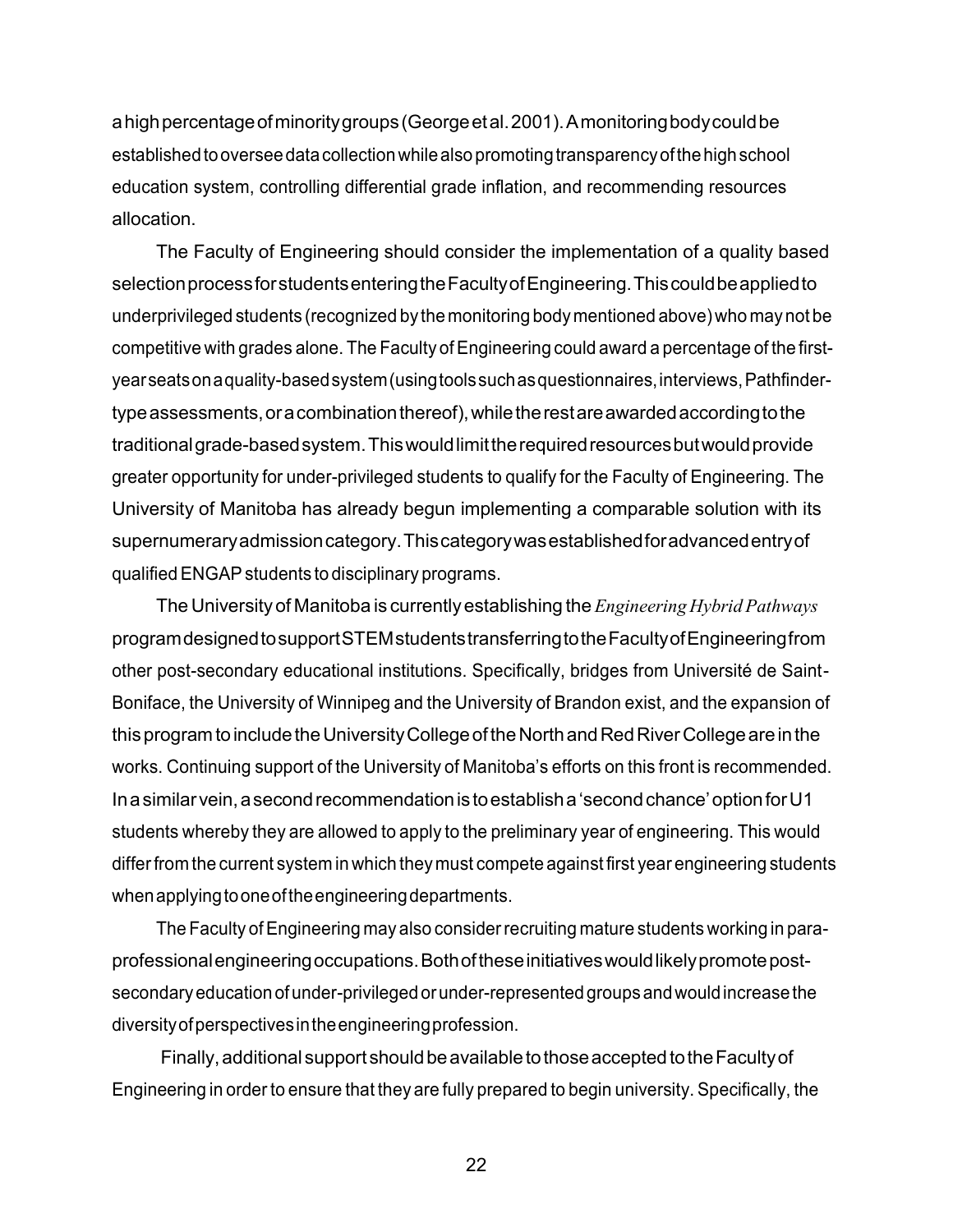a high percentage of minority groups (George et al. 2001). A monitoring body could be established to oversee data collection while also promoting transparency of the high school education system, controlling differential grade inflation, and recommending resources allocation.

The Faculty of Engineering should consider the implementation of a quality based selection process for students entering the Faculty of Engineering. This could be applied to underprivileged students (recognized by the monitoring body mentioned above) who may not be competitive with grades alone. The Faculty of Engineering could award a percentage of the first-year seats on a quality-based system (using tools such as questionnaires, interviews, Pathfinder-type assessments, or a combination thereof), while the rest are awarded according to the traditional grade-based system. This would limit the required resources but would provide greater opportunity for under-privileged students to qualify for the Faculty of Engineering. The University of Manitoba has already begun implementing a comparable solution with its supernumerary admission category. This category was established for advanced entry of qualified ENGAP students to disciplinary programs.

The University of Manitoba is currently establishing the *Engineering Hybrid Pathways* program designed to support STEM students transferring to the Faculty of Engineering from other post-secondary educational institutions. Specifically, bridges from Université de Saint-Boniface, the University of Winnipeg and the University of Brandon exist, and the expansion of this program to include the University College of the North and Red River College are in the works. Continuing support of the University of Manitoba's efforts on this front is recommended. In a similar vein, a second recommendation is to establish a 'second chance' option for U1 students whereby they are allowed to apply to the preliminary year of engineering. This would differ from the current system in which they must compete against first year engineering students when applying to one of the engineering departments.

The Faculty of Engineering may also consider recruiting mature students working in para-professional engineering occupations. Both of these initiatives would likely promote post-secondary education of under-privileged or under-represented groups and would increase the diversity of perspectives in the engineering profession.

Finally, additional support should be available to those accepted to the Faculty of Engineering in order to ensure that they are fully prepared to begin university. Specifically, the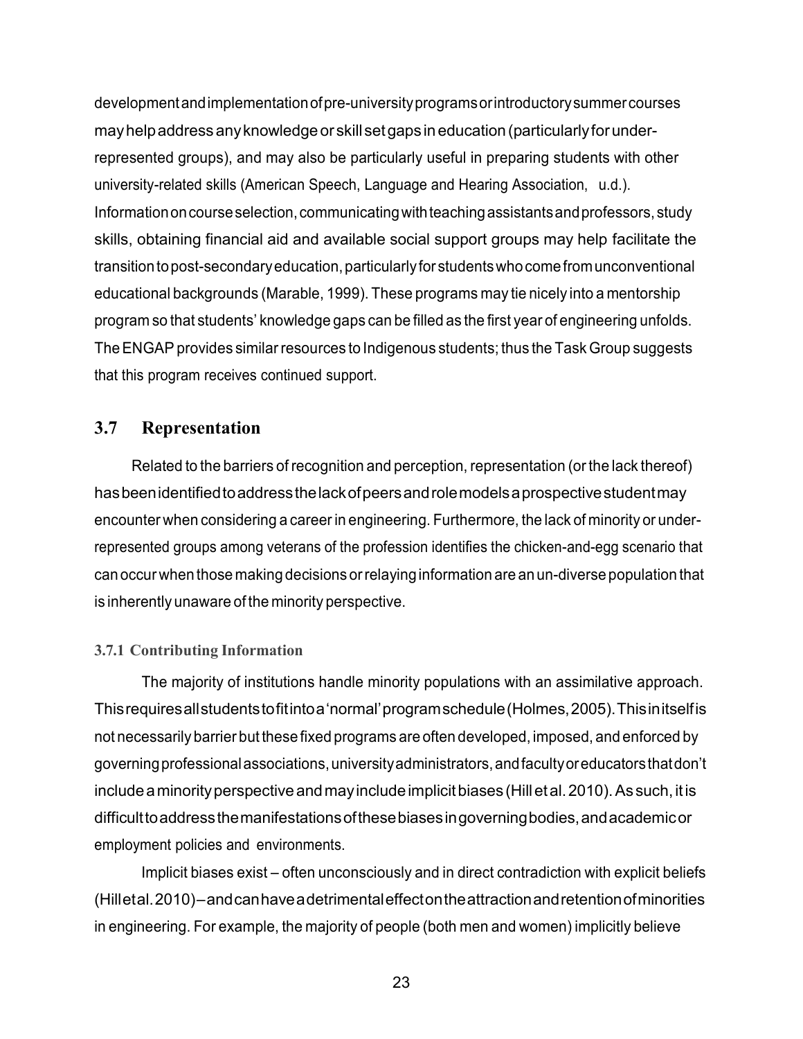development and implementation of pre-university programs or introductory summer courses may help address any knowledge or skill set gaps in education (particularly for under-represented groups), and may also be particularly useful in preparing students with other university-related skills (American Speech, Language and Hearing Association, u.d.). Information on course selection, communicating with teaching assistants and professors, study skills, obtaining financial aid and available social support groups may help facilitate the transition to post-secondary education, particularly for students who come from unconventional educational backgrounds (Marable, 1999). These programs may tie nicely into a mentorship program so that students' knowledge gaps can be filled as the first year of engineering unfolds. The ENGAP provides similar resources to Indigenous students; thus the Task Group suggests that this program receives continued support.

## 3.7 Representation

Related to the barriers of recognition and perception, representation (or the lack thereof) has been identified to address the lack of peers and role models a prospective student may encounter when considering a career in engineering. Furthermore, the lack of minority or under-represented groups among veterans of the profession identifies the chicken-and-egg scenario that can occur when those making decisions or relaying information are an un-diverse population that is inherently unaware of the minority perspective.

### 3.7.1 Contributing Information

The majority of institutions handle minority populations with an assimilative approach. This requires all students to fit into a 'normal' program schedule (Holmes, 2005). This in itself is not necessarily barrier but these fixed programs are often developed, imposed, and enforced by governing professional associations, university administrators, and faculty or educators that don't include a minority perspective and may include implicit biases (Hill et al. 2010). As such, it is difficult to address the manifestations of these biases in governing bodies, and academic or employment policies and environments.

Implicit biases exist – often unconsciously and in direct contradiction with explicit beliefs (Hill et al. 2010) – and can have a detrimental effect on the attraction and retention of minorities in engineering. For example, the majority of people (both men and women) implicitly believe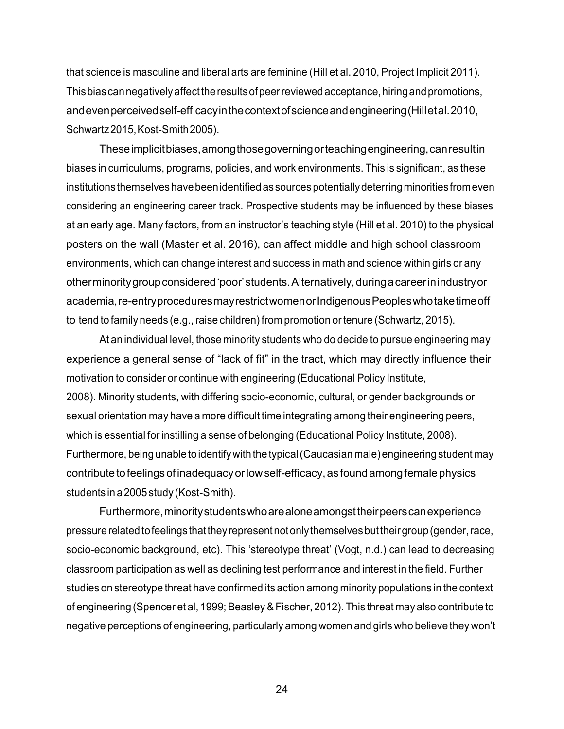that science is masculine and liberal arts are feminine (Hill et al. 2010, Project Implicit 2011). This bias can negatively affect the results of peer reviewed acceptance, hiring and promotions, and even perceived self-efficacy in the context of science and engineering (Hill et al. 2010, Schwartz 2015, Kost-Smith 2005).

These implicit biases, among those governing or teaching engineering, can result in biases in curriculums, programs, policies, and work environments. This is significant, as these institutions themselves have been identified as sources potentially deterring minorities from even considering an engineering career track. Prospective students may be influenced by these biases at an early age. Many factors, from an instructor's teaching style (Hill et al. 2010) to the physical posters on the wall (Master et al. 2016), can affect middle and high school classroom environments, which can change interest and success in math and science within girls or any other minority group considered 'poor' students. Alternatively, during a career in industry or academia, re-entry procedures may restrict women or Indigenous Peoples who take time off to tend to family needs (e.g., raise children) from promotion or tenure (Schwartz, 2015).

At an individual level, those minority students who do decide to pursue engineering may experience a general sense of "lack of fit" in the tract, which may directly influence their motivation to consider or continue with engineering (Educational Policy Institute, 2008). Minority students, with differing socio-economic, cultural, or gender backgrounds or sexual orientation may have a more difficult time integrating among their engineering peers, which is essential for instilling a sense of belonging (Educational Policy Institute, 2008). Furthermore, being unable to identify with the typical (Caucasian male) engineering student may contribute to feelings of inadequacy or low self-efficacy, as found among female physics students in a 2005 study (Kost-Smith).

Furthermore, minority students who are alone amongst their peers can experience pressure related to feelings that they represent not only themselves but their group (gender, race, socio-economic background, etc). This 'stereotype threat' (Vogt, n.d.) can lead to decreasing classroom participation as well as declining test performance and interest in the field. Further studies on stereotype threat have confirmed its action among minority populations in the context of engineering (Spencer et al, 1999; Beasley & Fischer, 2012). This threat may also contribute to negative perceptions of engineering, particularly among women and girls who believe they won't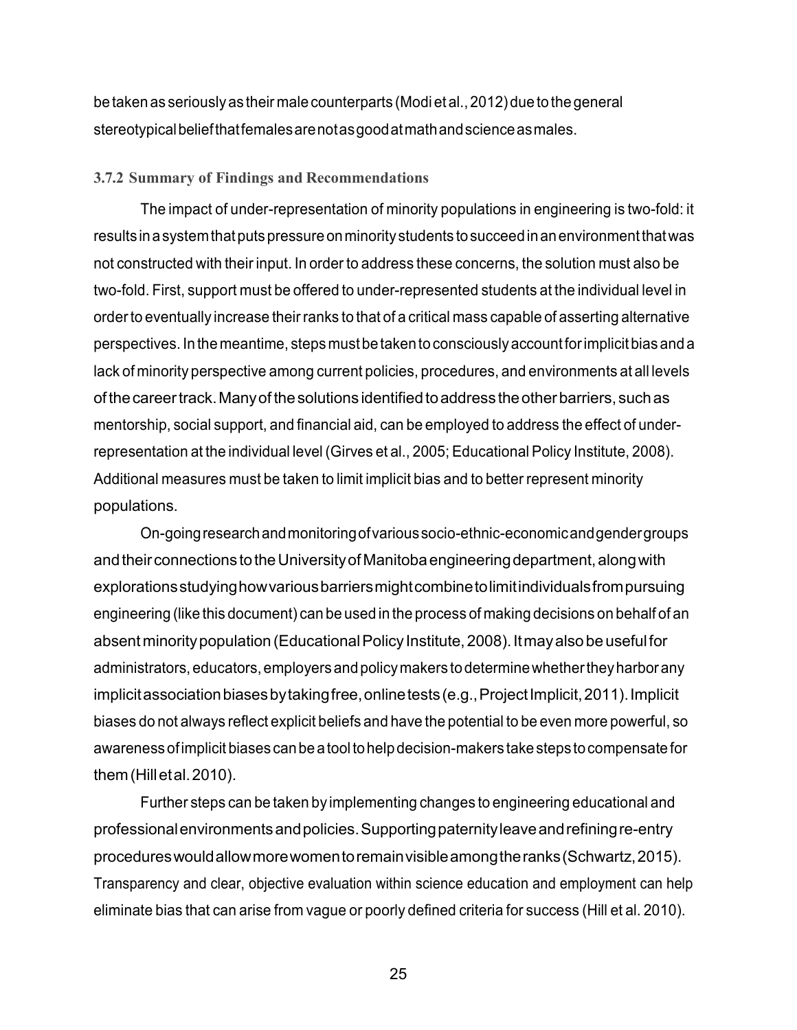be taken as seriously as their male counterparts (Modi et al., 2012) due to the general stereotypical belief that females are not as good at math and science as males.

### 3.7.2 Summary of Findings and Recommendations

The impact of under-representation of minority populations in engineering is two-fold: it results in a system that puts pressure on minority students to succeed in an environment that was not constructed with their input. In order to address these concerns, the solution must also be two-fold. First, support must be offered to under-represented students at the individual level in order to eventually increase their ranks to that of a critical mass capable of asserting alternative perspectives. In the meantime, steps must be taken to consciously account for implicit bias and a lack of minority perspective among current policies, procedures, and environments at all levels of the career track. Many of the solutions identified to address the other barriers, such as mentorship, social support, and financial aid, can be employed to address the effect of under-representation at the individual level (Girves et al., 2005; Educational Policy Institute, 2008). Additional measures must be taken to limit implicit bias and to better represent minority populations.

On-going research and monitoring of various socio-ethnic-economic and gender groups and their connections to the University of Manitoba engineering department, along with explorations studying how various barriers might combine to limit individuals from pursuing engineering (like this document) can be used in the process of making decisions on behalf of an absent minority population (Educational Policy Institute, 2008). It may also be useful for administrators, educators, employers and policy makers to determine whether they harbor any implicit association biases by taking free, online tests (e.g., Project Implicit, 2011). Implicit biases do not always reflect explicit beliefs and have the potential to be even more powerful, so awareness of implicit biases can be a tool to help decision-makers take steps to compensate for them (Hill et al. 2010).

Further steps can be taken by implementing changes to engineering educational and professional environments and policies. Supporting paternity leave and refining re-entry procedures would allow more women to remain visible among the ranks (Schwartz, 2015). Transparency and clear, objective evaluation within science education and employment can help eliminate bias that can arise from vague or poorly defined criteria for success (Hill et al. 2010).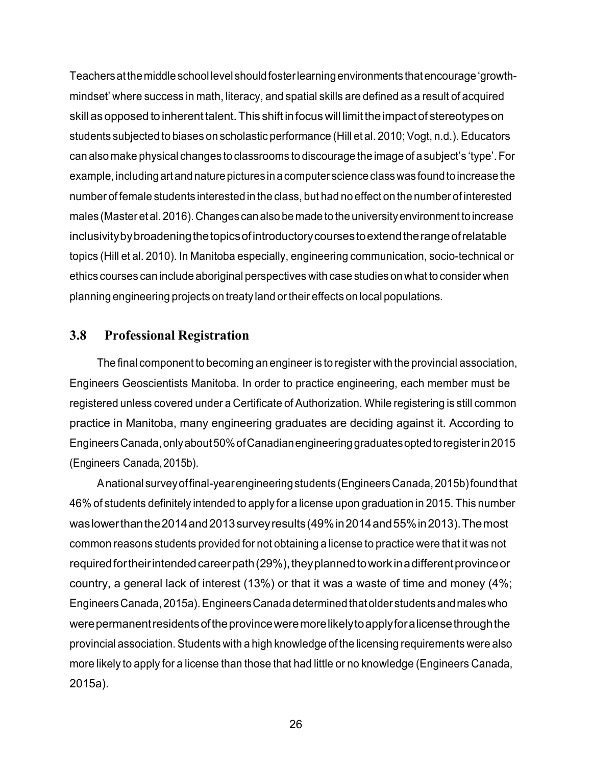Teachers at the middle school level should foster learning environments that encourage 'growth-mindset' where success in math, literacy, and spatial skills are defined as a result of acquired skill as opposed to inherent talent. This shift in focus will limit the impact of stereotypes on students subjected to biases on scholastic performance (Hill et al. 2010; Vogt, n.d.). Educators can also make physical changes to classrooms to discourage the image of a subject's 'type'. For example, including art and nature pictures in a computer science class was found to increase the number of female students interested in the class, but had no effect on the number of interested males (Master et al. 2016). Changes can also be made to the university environment to increase inclusivity by broadening the topics of introductory courses to extend the range of relatable topics (Hill et al. 2010). In Manitoba especially, engineering communication, socio-technical or ethics courses can include aboriginal perspectives with case studies on what to consider when planning engineering projects on treaty land or their effects on local populations.

## 3.8 Professional Registration

The final component to becoming an engineer is to register with the provincial association, Engineers Geoscientists Manitoba. In order to practice engineering, each member must be registered unless covered under a Certificate of Authorization. While registering is still common practice in Manitoba, many engineering graduates are deciding against it. According to Engineers Canada, only about 50% of Canadian engineering graduates opted to register in 2015 (Engineers Canada, 2015b).

A national survey of final-year engineering students (Engineers Canada, 2015b) found that 46% of students definitely intended to apply for a license upon graduation in 2015. This number was lower than the 2014 and 2013 survey results (49% in 2014 and 55% in 2013). The most common reasons students provided for not obtaining a license to practice were that it was not required for their intended career path (29%), they planned to work in a different province or country, a general lack of interest (13%) or that it was a waste of time and money (4%; Engineers Canada, 2015a). Engineers Canada determined that older students and males who were permanent residents of the province were more likely to apply for a license through the provincial association. Students with a high knowledge of the licensing requirements were also more likely to apply for a license than those that had little or no knowledge (Engineers Canada, 2015a).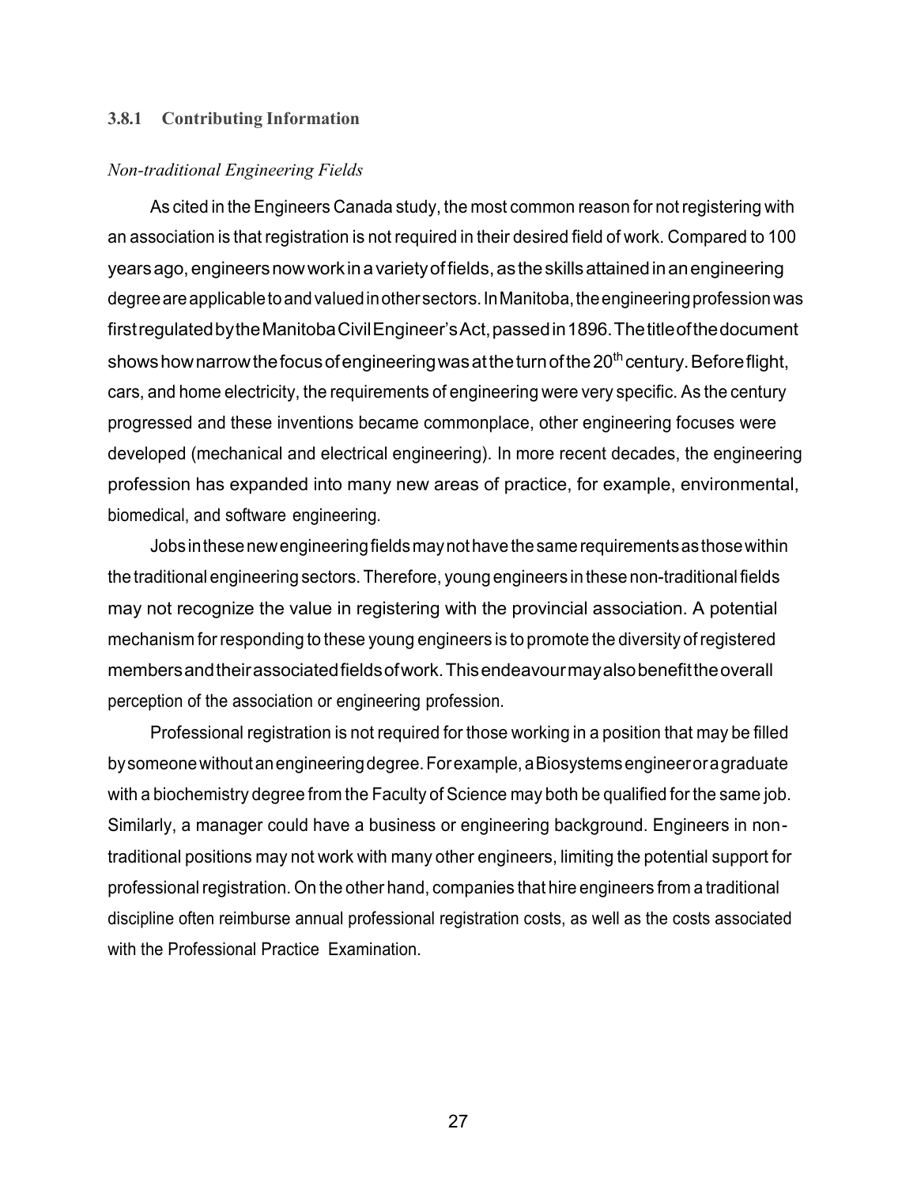### 3.8.1 Contributing Information

*Non-traditional Engineering Fields*

As cited in the Engineers Canada study, the most common reason for not registering with an association is that registration is not required in their desired field of work. Compared to 100 years ago, engineers now work in a variety of fields, as the skills attained in an engineering degree are applicable to and valued in other sectors. In Manitoba, the engineering profession was first regulated by the Manitoba Civil Engineer's Act, passed in 1896. The title of the document shows how narrow the focus of engineering was at the turn of the 20th century. Before flight, cars, and home electricity, the requirements of engineering were very specific. As the century progressed and these inventions became commonplace, other engineering focuses were developed (mechanical and electrical engineering). In more recent decades, the engineering profession has expanded into many new areas of practice, for example, environmental, biomedical, and software engineering.

Jobs in these new engineering fields may not have the same requirements as those within the traditional engineering sectors. Therefore, young engineers in these non-traditional fields may not recognize the value in registering with the provincial association. A potential mechanism for responding to these young engineers is to promote the diversity of registered members and their associated fields of work. This endeavour may also benefit the overall perception of the association or engineering profession.

Professional registration is not required for those working in a position that may be filled by someone without an engineering degree. For example, a Biosystems engineer or a graduate with a biochemistry degree from the Faculty of Science may both be qualified for the same job. Similarly, a manager could have a business or engineering background. Engineers in non-traditional positions may not work with many other engineers, limiting the potential support for professional registration. On the other hand, companies that hire engineers from a traditional discipline often reimburse annual professional registration costs, as well as the costs associated with the Professional Practice Examination.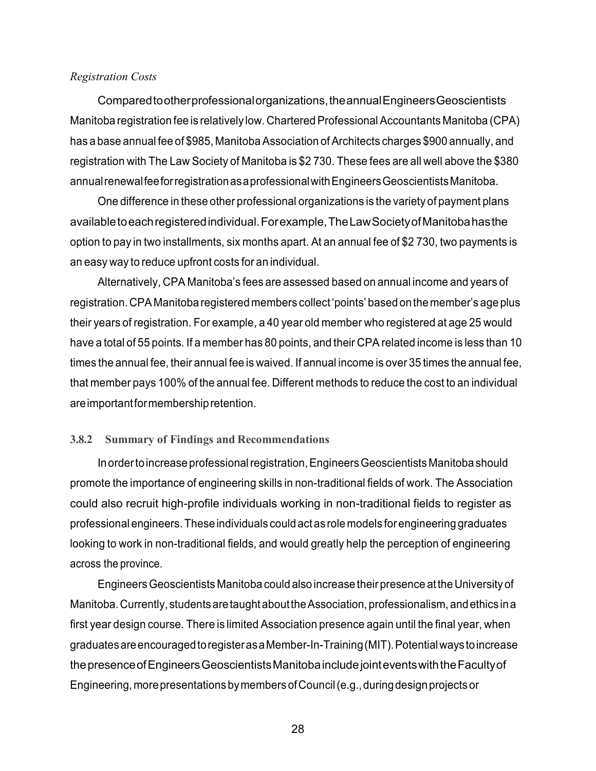*Registration Costs*

Compared to other professional organizations, the annual Engineers Geoscientists Manitoba registration fee is relatively low. Chartered Professional Accountants Manitoba (CPA) has a base annual fee of $985, Manitoba Association of Architects charges $900 annually, and registration with The Law Society of Manitoba is $2 730. These fees are all well above the $380 annual renewal fee for registration as a professional with Engineers Geoscientists Manitoba.

One difference in these other professional organizations is the variety of payment plans available to each registered individual. For example, The Law Society of Manitoba has the option to pay in two installments, six months apart. At an annual fee of $2 730, two payments is an easy way to reduce upfront costs for an individual.

Alternatively, CPA Manitoba's fees are assessed based on annual income and years of registration. CPA Manitoba registered members collect 'points' based on the member's age plus their years of registration. For example, a 40 year old member who registered at age 25 would have a total of 55 points. If a member has 80 points, and their CPA related income is less than 10 times the annual fee, their annual fee is waived. If annual income is over 35 times the annual fee, that member pays 100% of the annual fee. Different methods to reduce the cost to an individual are important for membership retention.

### 3.8.2 Summary of Findings and Recommendations

In order to increase professional registration, Engineers Geoscientists Manitoba should promote the importance of engineering skills in non-traditional fields of work. The Association could also recruit high-profile individuals working in non-traditional fields to register as professional engineers. These individuals could act as role models for engineering graduates looking to work in non-traditional fields, and would greatly help the perception of engineering across the province.

Engineers Geoscientists Manitoba could also increase their presence at the University of Manitoba. Currently, students are taught about the Association, professionalism, and ethics in a first year design course. There is limited Association presence again until the final year, when graduates are encouraged to register as a Member-In-Training (MIT). Potential ways to increase the presence of Engineers Geoscientists Manitoba include joint events with the Faculty of Engineering, more presentations by members of Council (e.g., during design projects or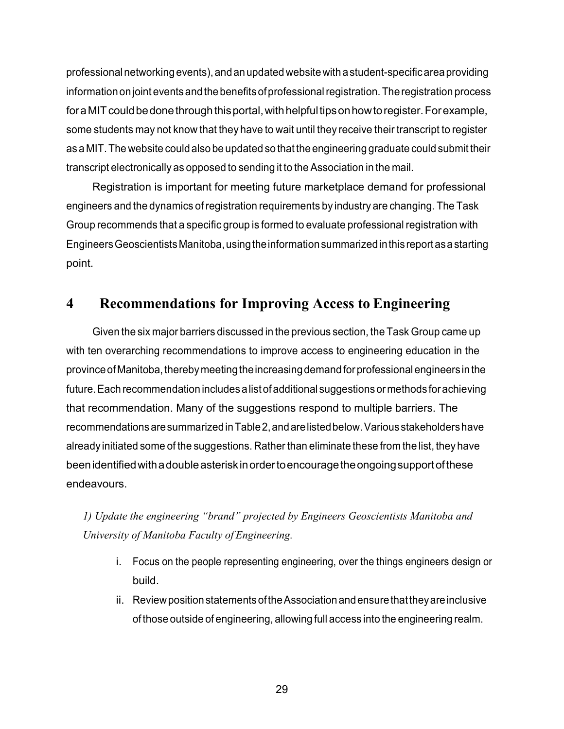professional networking events), and an updated website with a student-specific area providing information on joint events and the benefits of professional registration. The registration process for a MIT could be done through this portal, with helpful tips on how to register. For example, some students may not know that they have to wait until they receive their transcript to register as a MIT. The website could also be updated so that the engineering graduate could submit their transcript electronically as opposed to sending it to the Association in the mail.

Registration is important for meeting future marketplace demand for professional engineers and the dynamics of registration requirements by industry are changing. The Task Group recommends that a specific group is formed to evaluate professional registration with Engineers Geoscientists Manitoba, using the information summarized in this report as a starting point.

# 4 Recommendations for Improving Access to Engineering

Given the six major barriers discussed in the previous section, the Task Group came up with ten overarching recommendations to improve access to engineering education in the province of Manitoba, thereby meeting the increasing demand for professional engineers in the future. Each recommendation includes a list of additional suggestions or methods for achieving that recommendation. Many of the suggestions respond to multiple barriers. The recommendations are summarized in Table 2, and are listed below. Various stakeholders have already initiated some of the suggestions. Rather than eliminate these from the list, they have been identified with a double asterisk in order to encourage the ongoing support of these endeavours.

*1) Update the engineering "brand" projected by Engineers Geoscientists Manitoba and University of Manitoba Faculty of Engineering.*

i. Focus on the people representing engineering, over the things engineers design or build.
ii. Review position statements of the Association and ensure that they are inclusive of those outside of engineering, allowing full access into the engineering realm.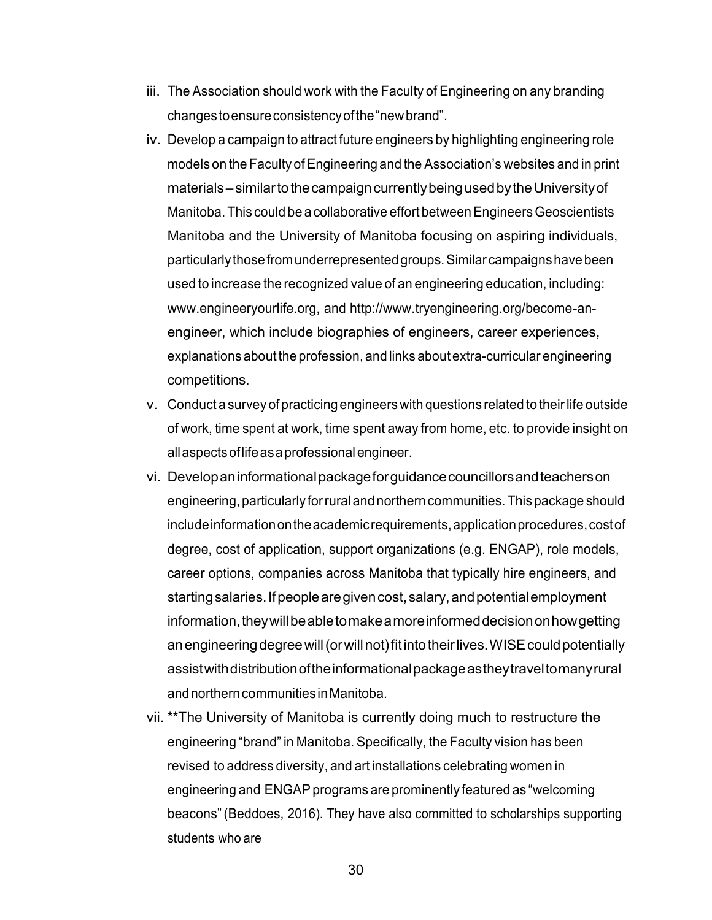iii. The Association should work with the Faculty of Engineering on any branding changes to ensure consistency of the "new brand".

iv. Develop a campaign to attract future engineers by highlighting engineering role models on the Faculty of Engineering and the Association's websites and in print materials – similar to the campaign currently being used by the University of Manitoba. This could be a collaborative effort between Engineers Geoscientists Manitoba and the University of Manitoba focusing on aspiring individuals, particularly those from underrepresented groups. Similar campaigns have been used to increase the recognized value of an engineering education, including: www.engineeryourlife.org, and http://www.tryengineering.org/become-an-engineer, which include biographies of engineers, career experiences, explanations about the profession, and links about extra-curricular engineering competitions.

v. Conduct a survey of practicing engineers with questions related to their life outside of work, time spent at work, time spent away from home, etc. to provide insight on all aspects of life as a professional engineer.

vi. Develop an informational package for guidance councillors and teachers on engineering, particularly for rural and northern communities. This package should include information on the academic requirements, application procedures, cost of degree, cost of application, support organizations (e.g. ENGAP), role models, career options, companies across Manitoba that typically hire engineers, and starting salaries. If people are given cost, salary, and potential employment information, they will be able to make a more informed decision on how getting an engineering degree will (or will not) fit into their lives. WISE could potentially assist with distribution of the informational package as they travel to many rural and northern communities in Manitoba.

vii. **The University of Manitoba is currently doing much to restructure the engineering "brand" in Manitoba. Specifically, the Faculty vision has been revised to address diversity, and art installations celebrating women in engineering and ENGAP programs are prominently featured as "welcoming beacons" (Beddoes, 2016). They have also committed to scholarships supporting students who are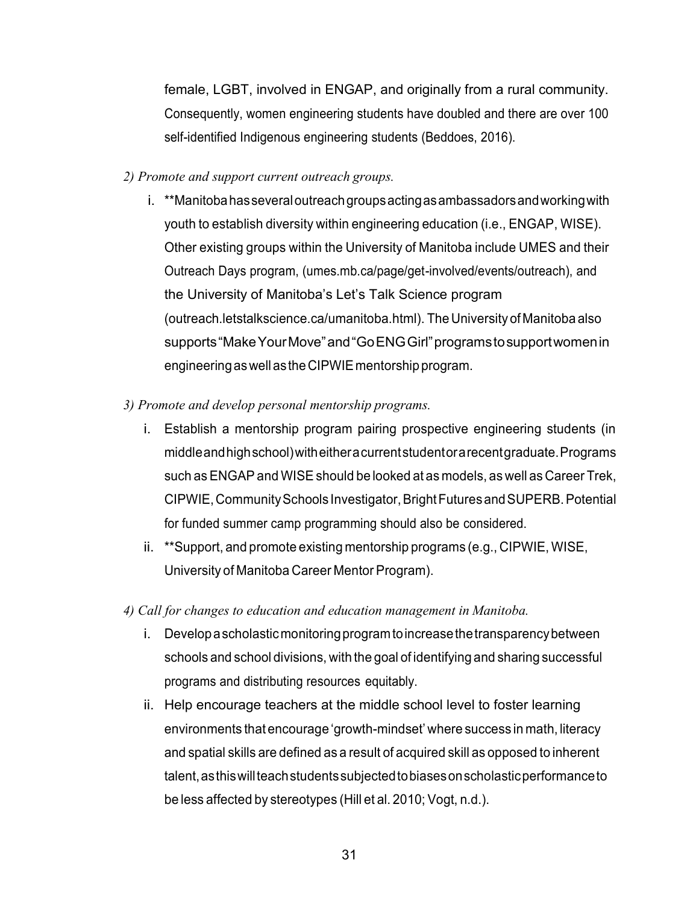female, LGBT, involved in ENGAP, and originally from a rural community. Consequently, women engineering students have doubled and there are over 100 self-identified Indigenous engineering students (Beddoes, 2016).

*2) Promote and support current outreach groups.*

i. **Manitoba has several outreach groups acting as ambassadors and working with youth to establish diversity within engineering education (i.e., ENGAP, WISE). Other existing groups within the University of Manitoba include UMES and their Outreach Days program, (umes.mb.ca/page/get-involved/events/outreach), and the University of Manitoba's Let's Talk Science program (outreach.letstalkscience.ca/umanitoba.html). The University of Manitoba also supports "Make Your Move" and "Go ENG Girl" programs to support women in engineering as well as the CIPWIE mentorship program.

*3) Promote and develop personal mentorship programs.*

i. Establish a mentorship program pairing prospective engineering students (in middle and high school) with either a current student or a recent graduate. Programs such as ENGAP and WISE should be looked at as models, as well as Career Trek, CIPWIE, Community Schools Investigator, Bright Futures and SUPERB. Potential for funded summer camp programming should also be considered.

ii. **Support, and promote existing mentorship programs (e.g., CIPWIE, WISE, University of Manitoba Career Mentor Program).

*4) Call for changes to education and education management in Manitoba.*

i. Develop a scholastic monitoring program to increase the transparency between schools and school divisions, with the goal of identifying and sharing successful programs and distributing resources equitably.

ii. Help encourage teachers at the middle school level to foster learning environments that encourage 'growth-mindset' where success in math, literacy and spatial skills are defined as a result of acquired skill as opposed to inherent talent, as this will teach students subjected to biases on scholastic performance to be less affected by stereotypes (Hill et al. 2010; Vogt, n.d.).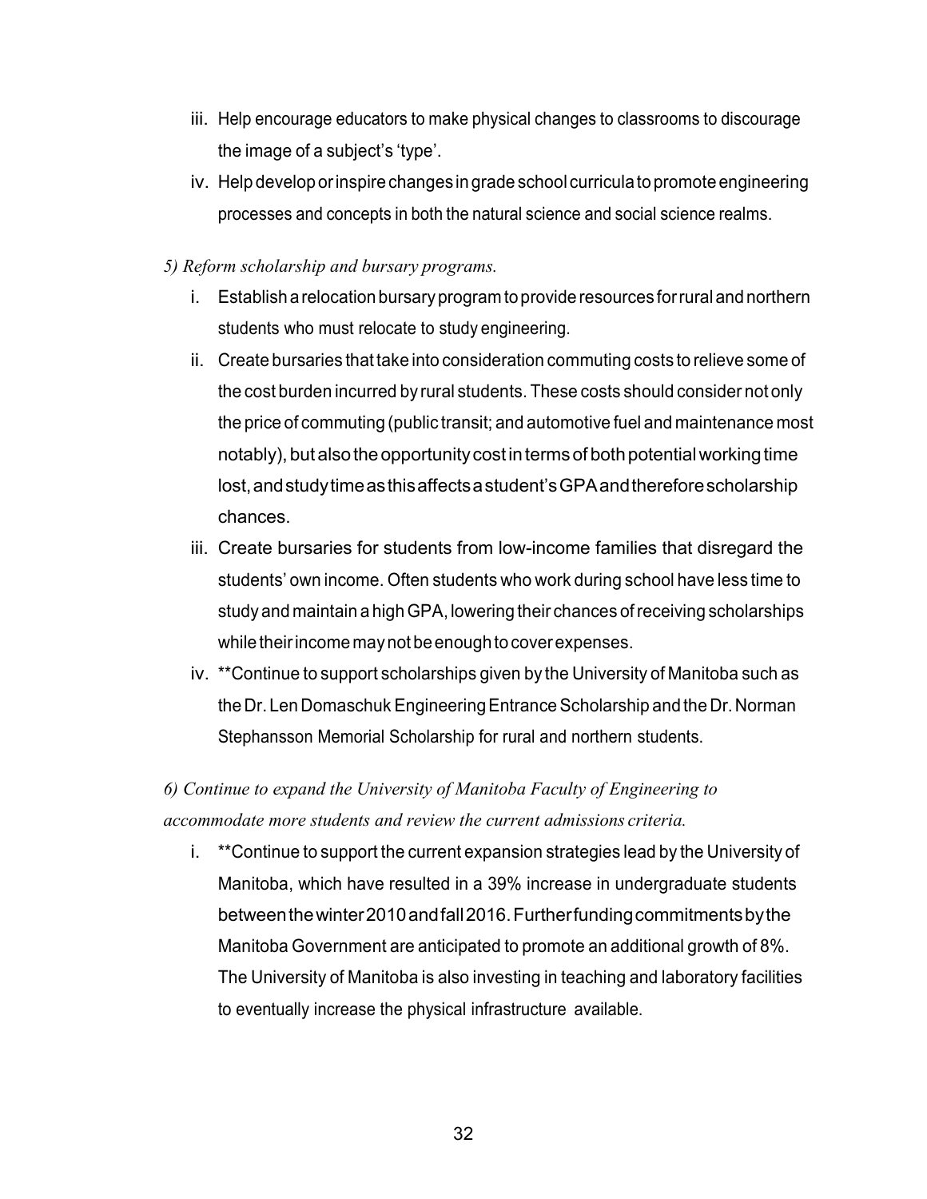iii. Help encourage educators to make physical changes to classrooms to discourage the image of a subject's 'type'.

iv. Help develop or inspire changes in grade school curricula to promote engineering processes and concepts in both the natural science and social science realms.

*5) Reform scholarship and bursary programs.*

i. Establish a relocation bursary program to provide resources for rural and northern students who must relocate to study engineering.

ii. Create bursaries that take into consideration commuting costs to relieve some of the cost burden incurred by rural students. These costs should consider not only the price of commuting (public transit; and automotive fuel and maintenance most notably), but also the opportunity cost in terms of both potential working time lost, and study time as this affects a student's GPA and therefore scholarship chances.

iii. Create bursaries for students from low-income families that disregard the students' own income. Often students who work during school have less time to study and maintain a high GPA, lowering their chances of receiving scholarships while their income may not be enough to cover expenses.

iv. **Continue to support scholarships given by the University of Manitoba such as the Dr. Len Domaschuk Engineering Entrance Scholarship and the Dr. Norman Stephansson Memorial Scholarship for rural and northern students.

*6) Continue to expand the University of Manitoba Faculty of Engineering to accommodate more students and review the current admissions criteria.*

i. **Continue to support the current expansion strategies lead by the University of Manitoba, which have resulted in a 39% increase in undergraduate students between the winter 2010 and fall 2016. Further funding commitments by the Manitoba Government are anticipated to promote an additional growth of 8%. The University of Manitoba is also investing in teaching and laboratory facilities to eventually increase the physical infrastructure available.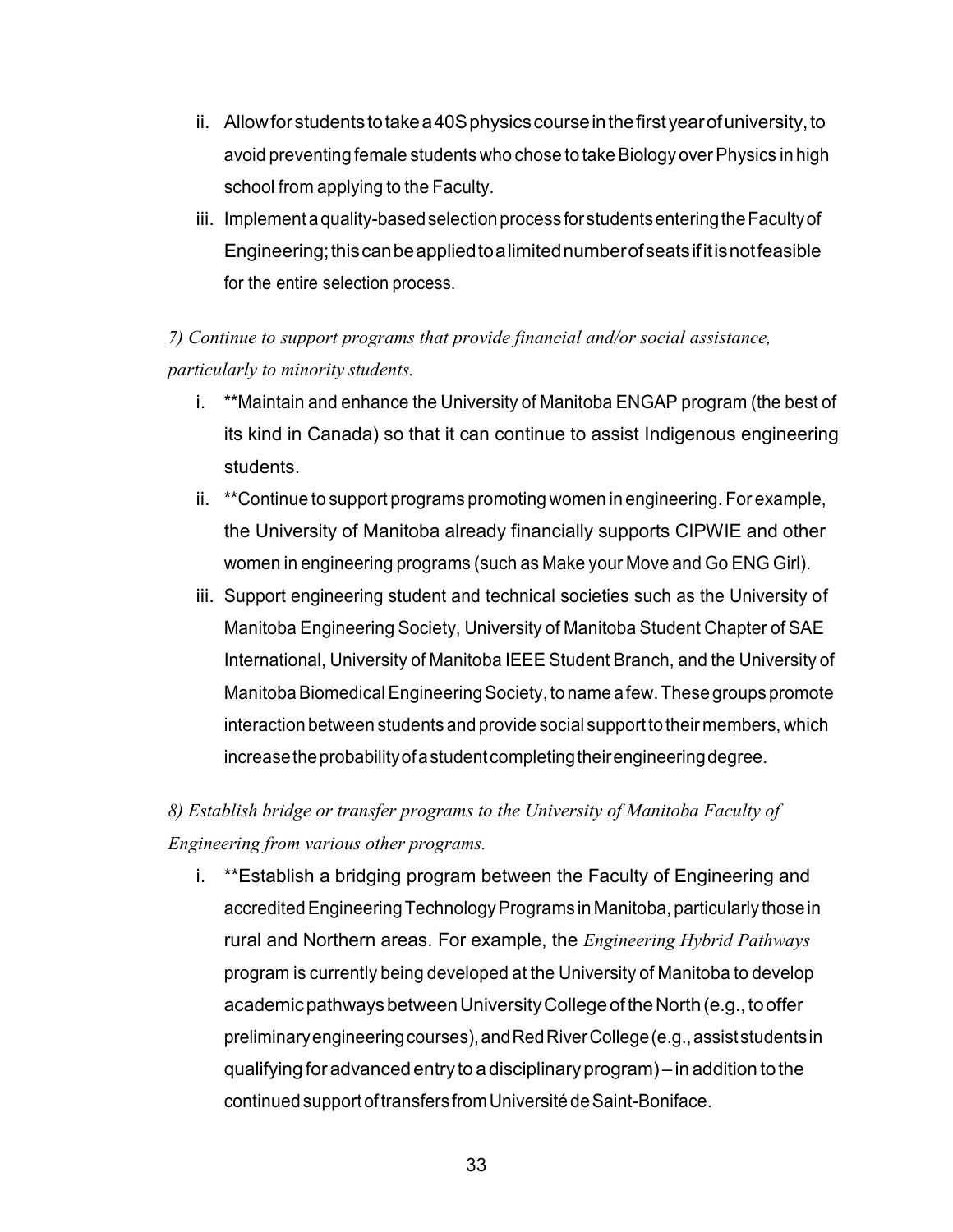ii. Allow for students to take a 40S physics course in the first year of university, to avoid preventing female students who chose to take Biology over Physics in high school from applying to the Faculty.

iii. Implement a quality-based selection process for students entering the Faculty of Engineering; this can be applied to a limited number of seats if it is not feasible for the entire selection process.

*7) Continue to support programs that provide financial and/or social assistance, particularly to minority students.*

i. **Maintain and enhance the University of Manitoba ENGAP program (the best of its kind in Canada) so that it can continue to assist Indigenous engineering students.

ii. **Continue to support programs promoting women in engineering. For example, the University of Manitoba already financially supports CIPWIE and other women in engineering programs (such as Make your Move and Go ENG Girl).

iii. Support engineering student and technical societies such as the University of Manitoba Engineering Society, University of Manitoba Student Chapter of SAE International, University of Manitoba IEEE Student Branch, and the University of Manitoba Biomedical Engineering Society, to name a few. These groups promote interaction between students and provide social support to their members, which increase the probability of a student completing their engineering degree.

*8) Establish bridge or transfer programs to the University of Manitoba Faculty of Engineering from various other programs.*

i. **Establish a bridging program between the Faculty of Engineering and accredited Engineering Technology Programs in Manitoba, particularly those in rural and Northern areas. For example, the *Engineering Hybrid Pathways* program is currently being developed at the University of Manitoba to develop academic pathways between University College of the North (e.g., to offer preliminary engineering courses), and Red River College (e.g., assist students in qualifying for advanced entry to a disciplinary program) – in addition to the continued support of transfers from Université de Saint-Boniface.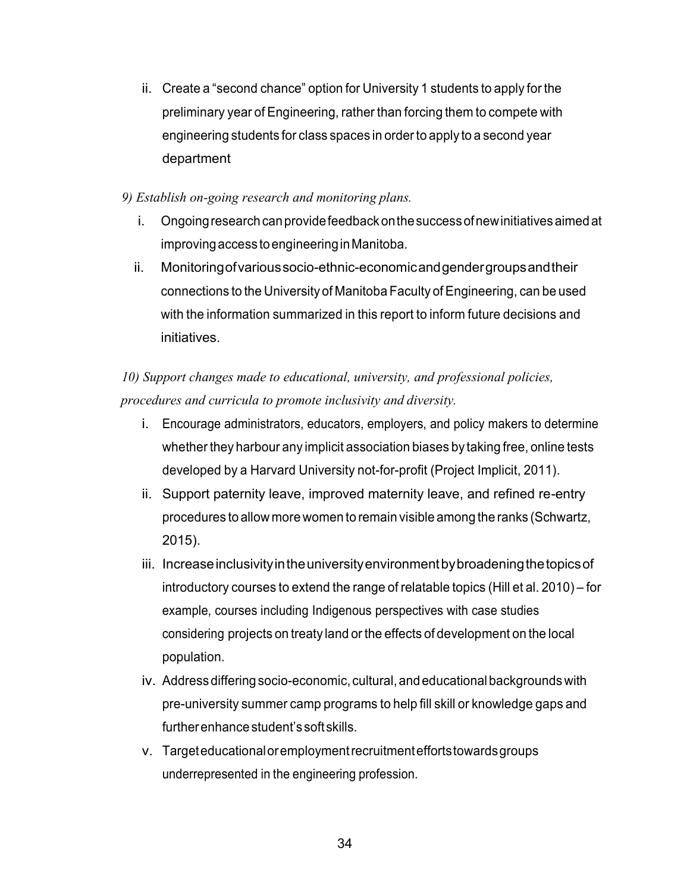ii. Create a "second chance" option for University 1 students to apply for the preliminary year of Engineering, rather than forcing them to compete with engineering students for class spaces in order to apply to a second year department

*9) Establish on-going research and monitoring plans.*

i. Ongoing research can provide feedback on the success of new initiatives aimed at improving access to engineering in Manitoba.

ii. Monitoring of various socio-ethnic-economic and gender groups and their connections to the University of Manitoba Faculty of Engineering, can be used with the information summarized in this report to inform future decisions and initiatives.

*10) Support changes made to educational, university, and professional policies, procedures and curricula to promote inclusivity and diversity.*

i. Encourage administrators, educators, employers, and policy makers to determine whether they harbour any implicit association biases by taking free, online tests developed by a Harvard University not-for-profit (Project Implicit, 2011).

ii. Support paternity leave, improved maternity leave, and refined re-entry procedures to allow more women to remain visible among the ranks (Schwartz, 2015).

iii. Increase inclusivity in the university environment by broadening the topics of introductory courses to extend the range of relatable topics (Hill et al. 2010) – for example, courses including Indigenous perspectives with case studies considering projects on treaty land or the effects of development on the local population.

iv. Address differing socio-economic, cultural, and educational backgrounds with pre-university summer camp programs to help fill skill or knowledge gaps and further enhance student's soft skills.

v. Target educational or employment recruitment efforts towards groups underrepresented in the engineering profession.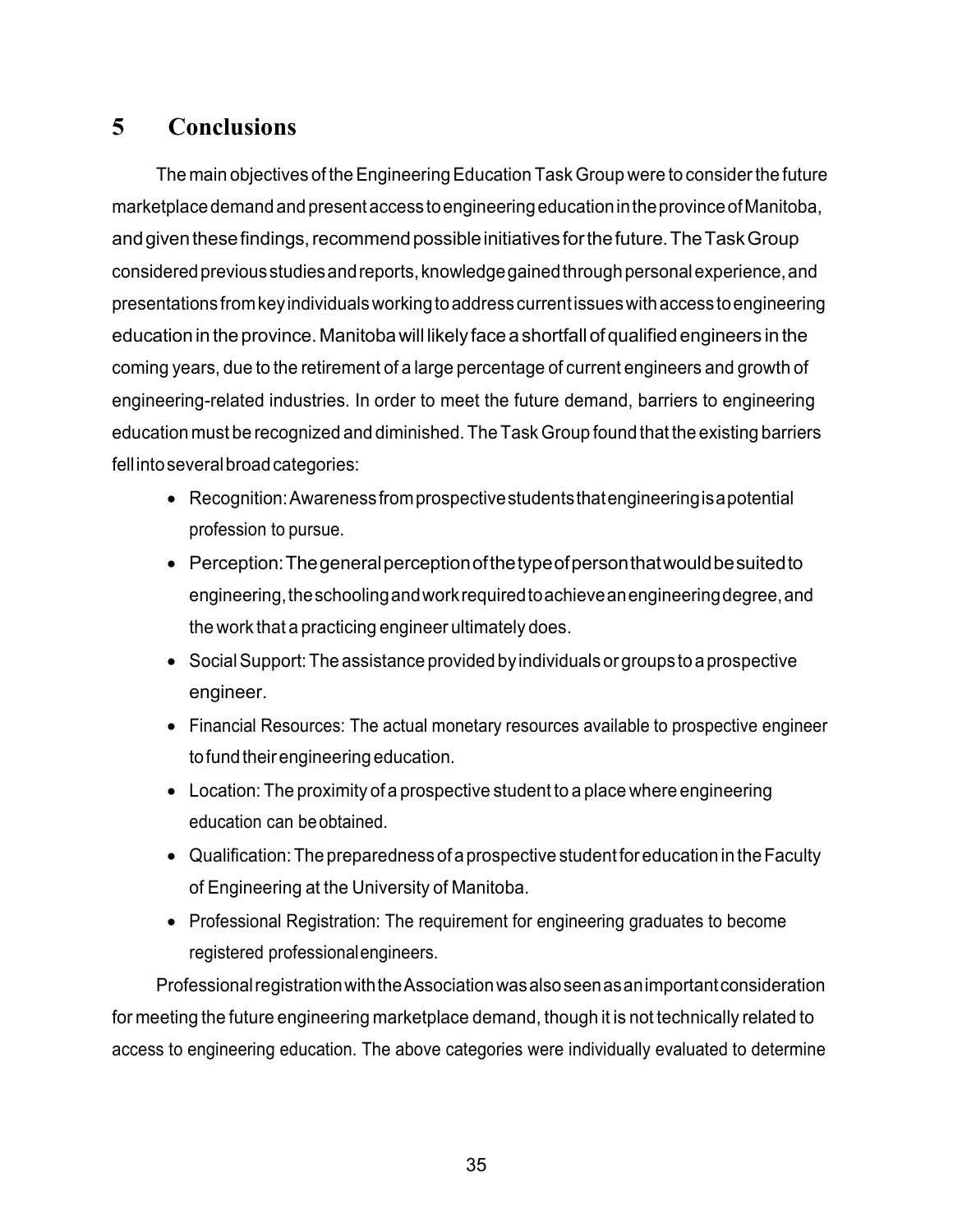# 5 Conclusions

The main objectives of the Engineering Education Task Group were to consider the future marketplace demand and present access to engineering education in the province of Manitoba, and given these findings, recommend possible initiatives for the future. The Task Group considered previous studies and reports, knowledge gained through personal experience, and presentations from key individuals working to address current issues with access to engineering education in the province. Manitoba will likely face a shortfall of qualified engineers in the coming years, due to the retirement of a large percentage of current engineers and growth of engineering-related industries. In order to meet the future demand, barriers to engineering education must be recognized and diminished. The Task Group found that the existing barriers fell into several broad categories:

- Recognition: Awareness from prospective students that engineering is a potential profession to pursue.
- Perception: The general perception of the type of person that would be suited to engineering, the schooling and work required to achieve an engineering degree, and the work that a practicing engineer ultimately does.
- Social Support: The assistance provided by individuals or groups to a prospective engineer.
- Financial Resources: The actual monetary resources available to prospective engineer to fund their engineering education.
- Location: The proximity of a prospective student to a place where engineering education can be obtained.
- Qualification: The preparedness of a prospective student for education in the Faculty of Engineering at the University of Manitoba.
- Professional Registration: The requirement for engineering graduates to become registered professional engineers.

Professional registration with the Association was also seen as an important consideration for meeting the future engineering marketplace demand, though it is not technically related to access to engineering education. The above categories were individually evaluated to determine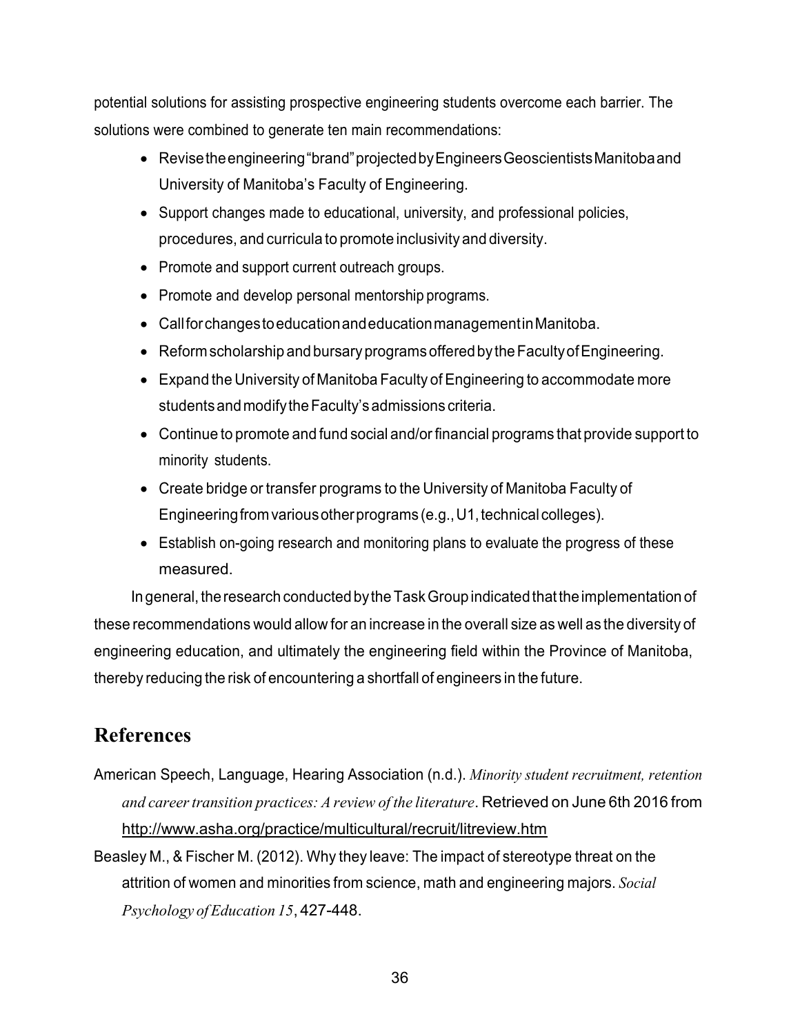potential solutions for assisting prospective engineering students overcome each barrier. The solutions were combined to generate ten main recommendations:

- Revise the engineering "brand" projected by Engineers Geoscientists Manitoba and University of Manitoba's Faculty of Engineering.
- Support changes made to educational, university, and professional policies, procedures, and curricula to promote inclusivity and diversity.
- Promote and support current outreach groups.
- Promote and develop personal mentorship programs.
- Call for changes to education and education management in Manitoba.
- Reform scholarship and bursary programs offered by the Faculty of Engineering.
- Expand the University of Manitoba Faculty of Engineering to accommodate more students and modify the Faculty's admissions criteria.
- Continue to promote and fund social and/or financial programs that provide support to minority students.
- Create bridge or transfer programs to the University of Manitoba Faculty of Engineering from various other programs (e.g., U1, technical colleges).
- Establish on-going research and monitoring plans to evaluate the progress of these measured.

In general, the research conducted by the Task Group indicated that the implementation of these recommendations would allow for an increase in the overall size as well as the diversity of engineering education, and ultimately the engineering field within the Province of Manitoba, thereby reducing the risk of encountering a shortfall of engineers in the future.

## References

American Speech, Language, Hearing Association (n.d.). *Minority student recruitment, retention and career transition practices: A review of the literature*. Retrieved on June 6th 2016 from http://www.asha.org/practice/multicultural/recruit/litreview.htm

Beasley M., & Fischer M. (2012). Why they leave: The impact of stereotype threat on the attrition of women and minorities from science, math and engineering majors. *Social Psychology of Education 15*, 427-448.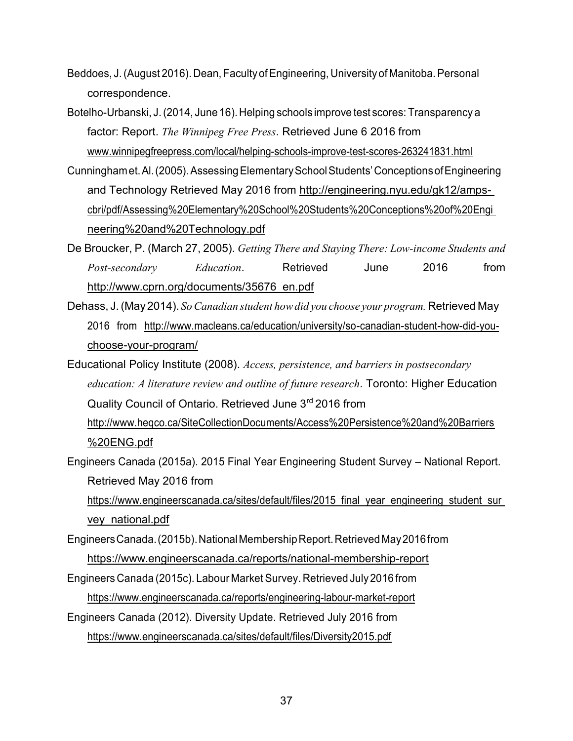Beddoes, J. (August 2016). Dean, Faculty of Engineering, University of Manitoba. Personal correspondence.

Botelho-Urbanski, J. (2014, June 16). Helping schools improve test scores: Transparency a factor: Report. *The Winnipeg Free Press*. Retrieved June 6 2016 from www.winnipegfreepress.com/local/helping-schools-improve-test-scores-263241831.html

Cunningham et. Al. (2005). Assessing Elementary School Students' Conceptions of Engineering and Technology Retrieved May 2016 from http://engineering.nyu.edu/gk12/amps-cbri/pdf/Assessing%20Elementary%20School%20Students%20Conceptions%20of%20Engineering%20and%20Technology.pdf

De Broucker, P. (March 27, 2005). *Getting There and Staying There: Low-income Students and Post-secondary Education*. Retrieved June 2016 from http://www.cprn.org/documents/35676_en.pdf

Dehass, J. (May 2014). *So Canadian student how did you choose your program.* Retrieved May 2016 from http://www.macleans.ca/education/university/so-canadian-student-how-did-you-choose-your-program/

Educational Policy Institute (2008). *Access, persistence, and barriers in postsecondary education: A literature review and outline of future research*. Toronto: Higher Education Quality Council of Ontario. Retrieved June 3rd 2016 from http://www.heqco.ca/SiteCollectionDocuments/Access%20Persistence%20and%20Barriers%20ENG.pdf

Engineers Canada (2015a). 2015 Final Year Engineering Student Survey – National Report. Retrieved May 2016 from https://www.engineerscanada.ca/sites/default/files/2015_final_year_engineering_student_survey_national.pdf

Engineers Canada. (2015b). National Membership Report. Retrieved May 2016 from https://www.engineerscanada.ca/reports/national-membership-report

Engineers Canada (2015c). Labour Market Survey. Retrieved July 2016 from https://www.engineerscanada.ca/reports/engineering-labour-market-report

Engineers Canada (2012). Diversity Update. Retrieved July 2016 from https://www.engineerscanada.ca/sites/default/files/Diversity2015.pdf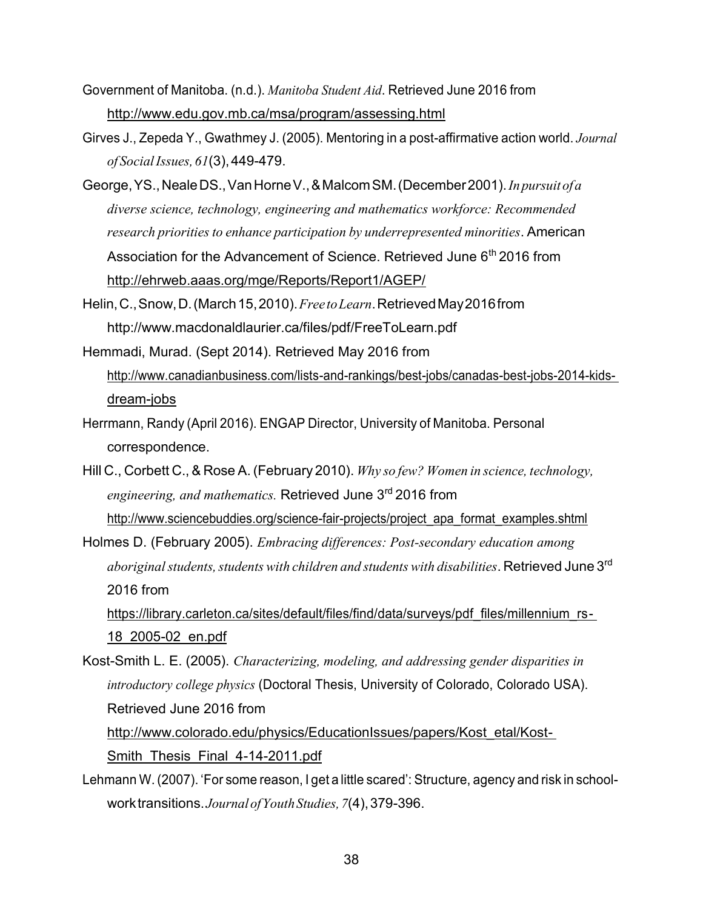Government of Manitoba. (n.d.). *Manitoba Student Aid*. Retrieved June 2016 from http://www.edu.gov.mb.ca/msa/program/assessing.html

Girves J., Zepeda Y., Gwathmey J. (2005). Mentoring in a post-affirmative action world. *Journal of Social Issues, 61*(3), 449-479.

George, YS., Neale DS., Van Horne V., & Malcom SM. (December 2001). *In pursuit of a diverse science, technology, engineering and mathematics workforce: Recommended research priorities to enhance participation by underrepresented minorities*. American Association for the Advancement of Science. Retrieved June 6th 2016 from http://ehrweb.aaas.org/mge/Reports/Report1/AGEP/

Helin, C., Snow, D. (March 15, 2010). *Free to Learn*. Retrieved May 2016 from http://www.macdonaldlaurier.ca/files/pdf/FreeToLearn.pdf

Hemmadi, Murad. (Sept 2014). Retrieved May 2016 from http://www.canadianbusiness.com/lists-and-rankings/best-jobs/canadas-best-jobs-2014-kids-dream-jobs

Herrmann, Randy (April 2016). ENGAP Director, University of Manitoba. Personal correspondence.

Hill C., Corbett C., & Rose A. (February 2010). *Why so few? Women in science, technology, engineering, and mathematics.* Retrieved June 3rd 2016 from http://www.sciencebuddies.org/science-fair-projects/project_apa_format_examples.shtml

Holmes D. (February 2005). *Embracing differences: Post-secondary education among aboriginal students, students with children and students with disabilities*. Retrieved June 3rd 2016 from https://library.carleton.ca/sites/default/files/find/data/surveys/pdf_files/millennium_rs-18_2005-02_en.pdf

Kost-Smith L. E. (2005). *Characterizing, modeling, and addressing gender disparities in introductory college physics* (Doctoral Thesis, University of Colorado, Colorado USA). Retrieved June 2016 from http://www.colorado.edu/physics/EducationIssues/papers/Kost_etal/Kost-Smith_Thesis_Final_4-14-2011.pdf

Lehmann W. (2007). 'For some reason, I get a little scared': Structure, agency and risk in school-work transitions. *Journal of Youth Studies, 7*(4), 379-396.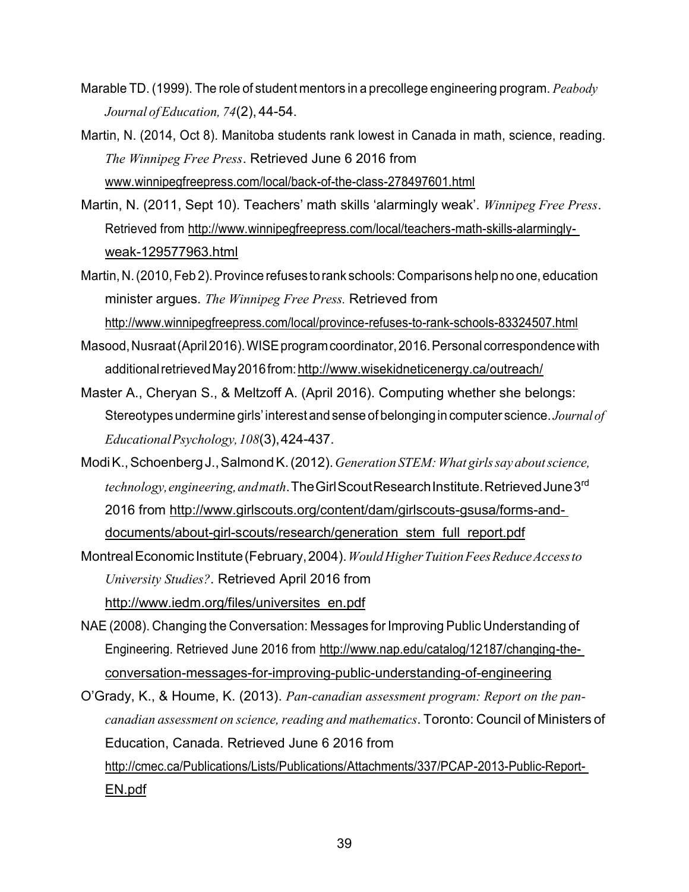Marable TD. (1999). The role of student mentors in a precollege engineering program. *Peabody Journal of Education, 74*(2), 44-54.

Martin, N. (2014, Oct 8). Manitoba students rank lowest in Canada in math, science, reading. *The Winnipeg Free Press*. Retrieved June 6 2016 from www.winnipegfreepress.com/local/back-of-the-class-278497601.html

Martin, N. (2011, Sept 10). Teachers' math skills 'alarmingly weak'. *Winnipeg Free Press*. Retrieved from http://www.winnipegfreepress.com/local/teachers-math-skills-alarmingly-weak-129577963.html

Martin, N. (2010, Feb 2). Province refuses to rank schools: Comparisons help no one, education minister argues. *The Winnipeg Free Press.* Retrieved from http://www.winnipegfreepress.com/local/province-refuses-to-rank-schools-83324507.html

Masood, Nusraat (April 2016). WISE program coordinator, 2016. Personal correspondence with additional retrieved May 2016 from: http://www.wisekidneticenergy.ca/outreach/

Master A., Cheryan S., & Meltzoff A. (April 2016). Computing whether she belongs: Stereotypes undermine girls' interest and sense of belonging in computer science. *Journal of Educational Psychology, 108*(3), 424-437.

Modi K., Schoenberg J., Salmond K. (2012). *Generation STEM: What girls say about science, technology, engineering, and math*. The Girl Scout Research Institute. Retrieved June 3rd 2016 from http://www.girlscouts.org/content/dam/girlscouts-gsusa/forms-and-documents/about-girl-scouts/research/generation_stem_full_report.pdf

Montreal Economic Institute (February, 2004). *Would Higher Tuition Fees Reduce Access to University Studies?*. Retrieved April 2016 from http://www.iedm.org/files/universites_en.pdf

NAE (2008). Changing the Conversation: Messages for Improving Public Understanding of Engineering. Retrieved June 2016 from http://www.nap.edu/catalog/12187/changing-the-conversation-messages-for-improving-public-understanding-of-engineering

O'Grady, K., & Houme, K. (2013). *Pan-canadian assessment program: Report on the pan-canadian assessment on science, reading and mathematics*. Toronto: Council of Ministers of Education, Canada. Retrieved June 6 2016 from http://cmec.ca/Publications/Lists/Publications/Attachments/337/PCAP-2013-Public-Report-EN.pdf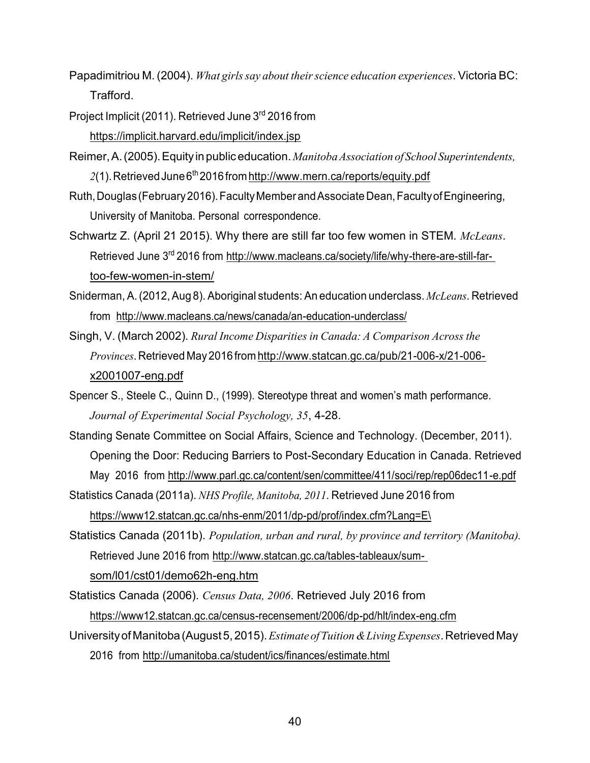Papadimitriou M. (2004). *What girls say about their science education experiences*. Victoria BC: Trafford.

Project Implicit (2011). Retrieved June 3rd 2016 from https://implicit.harvard.edu/implicit/index.jsp

Reimer, A. (2005). Equity in public education. *Manitoba Association of School Superintendents, 2*(1). Retrieved June 6th 2016 from http://www.mern.ca/reports/equity.pdf

Ruth, Douglas (February 2016). Faculty Member and Associate Dean, Faculty of Engineering, University of Manitoba. Personal correspondence.

Schwartz Z. (April 21 2015). Why there are still far too few women in STEM. *McLeans*. Retrieved June 3rd 2016 from http://www.macleans.ca/society/life/why-there-are-still-far-too-few-women-in-stem/

Sniderman, A. (2012, Aug 8). Aboriginal students: An education underclass. *McLeans*. Retrieved from http://www.macleans.ca/news/canada/an-education-underclass/

Singh, V. (March 2002). *Rural Income Disparities in Canada: A Comparison Across the Provinces*. Retrieved May 2016 from http://www.statcan.gc.ca/pub/21-006-x/21-006-x2001007-eng.pdf

Spencer S., Steele C., Quinn D., (1999). Stereotype threat and women's math performance. *Journal of Experimental Social Psychology, 35*, 4-28.

Standing Senate Committee on Social Affairs, Science and Technology. (December, 2011). Opening the Door: Reducing Barriers to Post-Secondary Education in Canada. Retrieved May 2016 from http://www.parl.gc.ca/content/sen/committee/411/soci/rep/rep06dec11-e.pdf

Statistics Canada (2011a). *NHS Profile, Manitoba, 2011*. Retrieved June 2016 from https://www12.statcan.gc.ca/nhs-enm/2011/dp-pd/prof/index.cfm?Lang=E\

Statistics Canada (2011b). *Population, urban and rural, by province and territory (Manitoba).* Retrieved June 2016 from http://www.statcan.gc.ca/tables-tableaux/sum-som/l01/cst01/demo62h-eng.htm

Statistics Canada (2006). *Census Data, 2006*. Retrieved July 2016 from https://www12.statcan.gc.ca/census-recensement/2006/dp-pd/hlt/index-eng.cfm

University of Manitoba (August 5, 2015). *Estimate of Tuition & Living Expenses*. Retrieved May 2016 from http://umanitoba.ca/student/ics/finances/estimate.html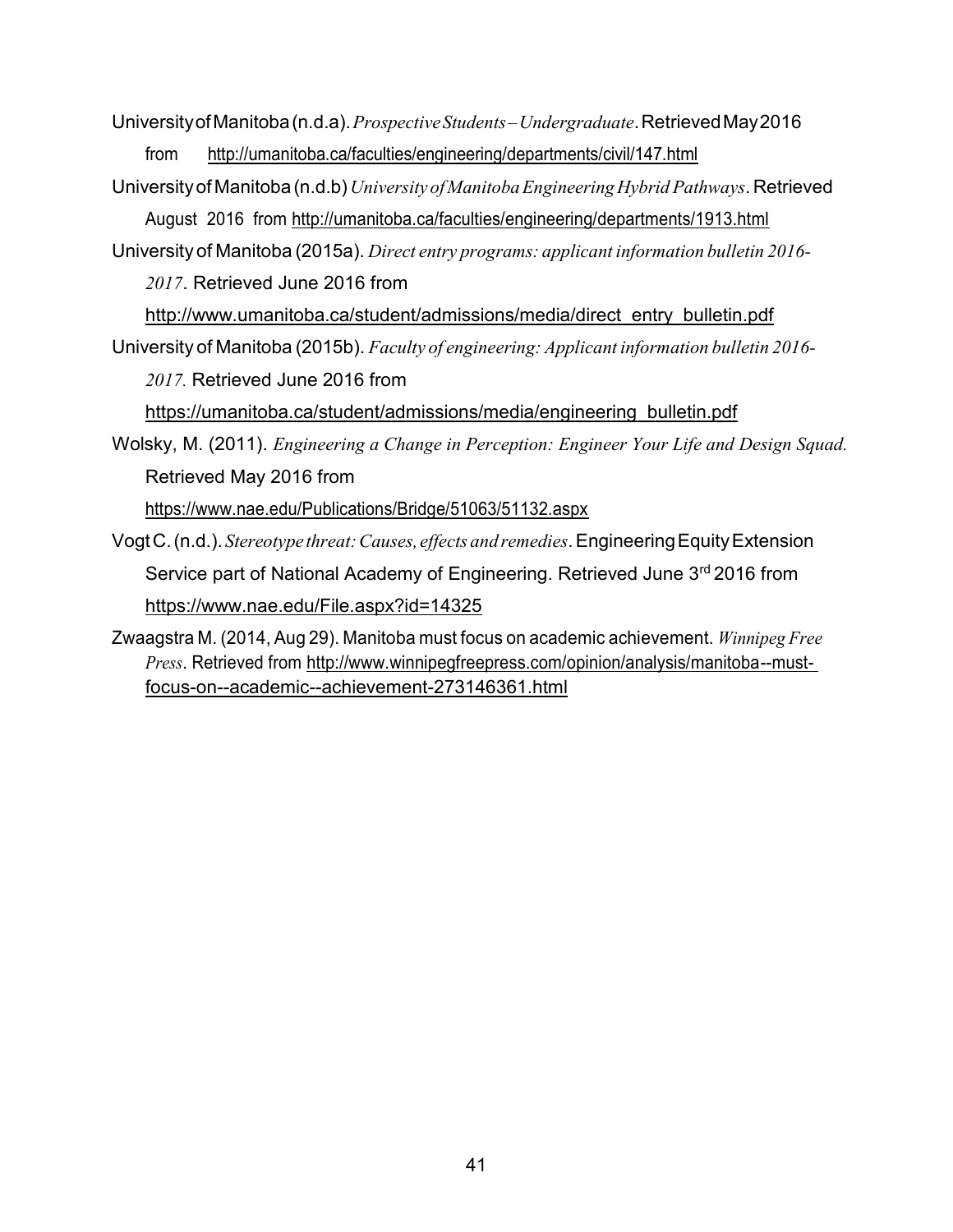University of Manitoba (n.d.a). *Prospective Students – Undergraduate*. Retrieved May 2016 from http://umanitoba.ca/faculties/engineering/departments/civil/147.html

University of Manitoba (n.d.b) *University of Manitoba Engineering Hybrid Pathways*. Retrieved August 2016 from http://umanitoba.ca/faculties/engineering/departments/1913.html

University of Manitoba (2015a). *Direct entry programs: applicant information bulletin 2016-2017*. Retrieved June 2016 from http://www.umanitoba.ca/student/admissions/media/direct_entry_bulletin.pdf

University of Manitoba (2015b). *Faculty of engineering: Applicant information bulletin 2016-2017.* Retrieved June 2016 from https://umanitoba.ca/student/admissions/media/engineering_bulletin.pdf

Wolsky, M. (2011). *Engineering a Change in Perception: Engineer Your Life and Design Squad.* Retrieved May 2016 from https://www.nae.edu/Publications/Bridge/51063/51132.aspx

Vogt C. (n.d.). *Stereotype threat: Causes, effects and remedies*. Engineering Equity Extension Service part of National Academy of Engineering. Retrieved June 3rd 2016 from https://www.nae.edu/File.aspx?id=14325

Zwaagstra M. (2014, Aug 29). Manitoba must focus on academic achievement. *Winnipeg Free Press*. Retrieved from http://www.winnipegfreepress.com/opinion/analysis/manitoba--must-focus-on--academic--achievement-273146361.html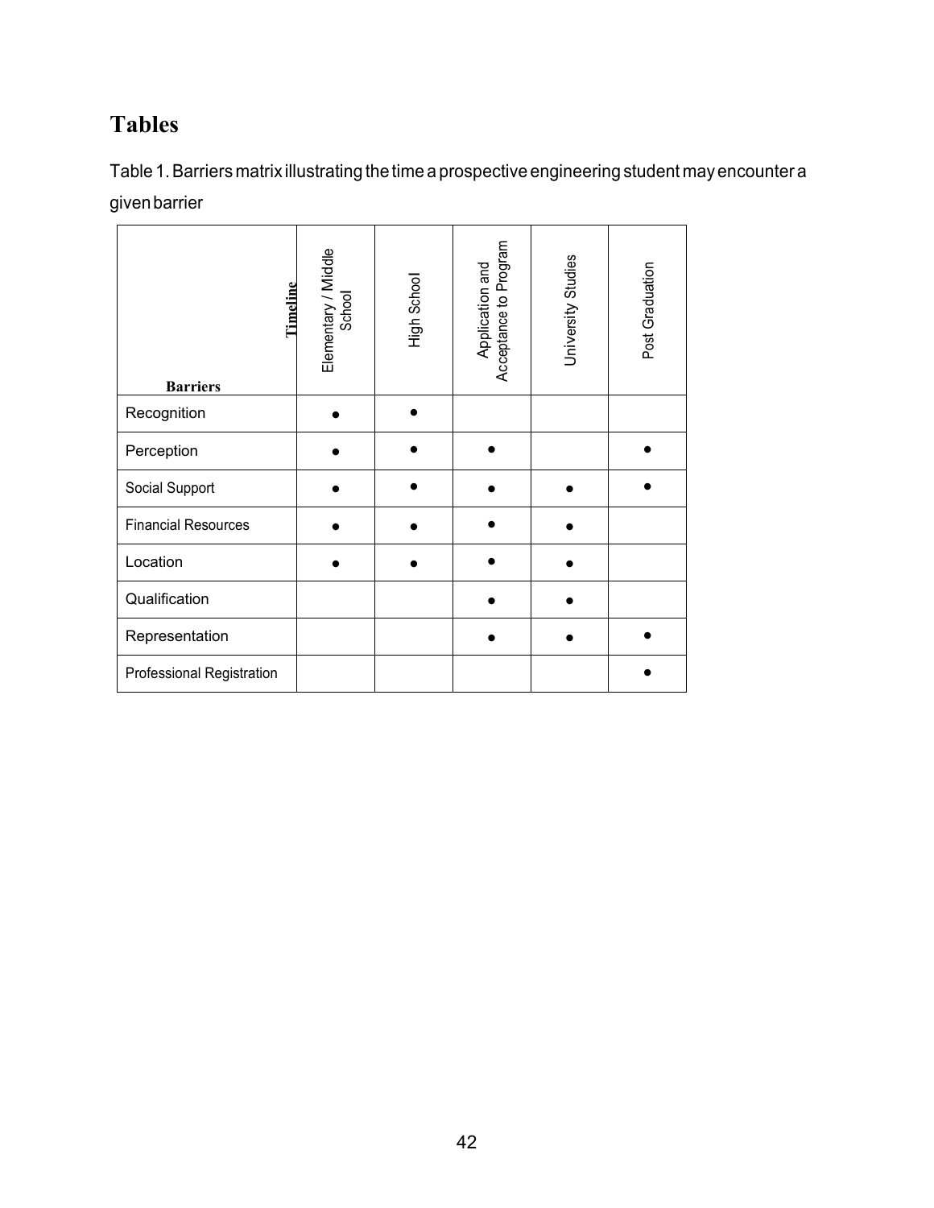# Tables

Table 1. Barriers matrix illustrating the time a prospective engineering student may encounter a given barrier

| Barriers \ Timeline | Elementary / Middle School | High School | Application and Acceptance to Program | University Studies | Post Graduation |
|---|---|---|---|---|---|
| Recognition | ● | ● | | | |
| Perception | ● | ● | ● | | ● |
| Social Support | ● | ● | ● | ● | ● |
| Financial Resources | ● | ● | ● | ● | |
| Location | ● | ● | ● | ● | |
| Qualification | | | ● | ● | |
| Representation | | | ● | ● | ● |
| Professional Registration | | | | | ● |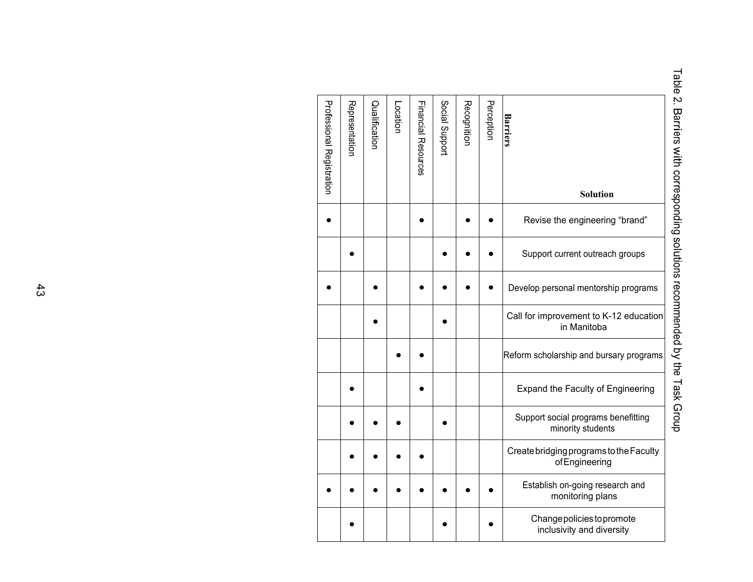Table 2. Barriers with corresponding solutions recommended by the Task Group

| Barriers / Solution | Revise the engineering “brand” | Support current outreach groups | Develop personal mentorship programs | Call for improvement to K-12 education in Manitoba | Reform scholarship and bursary programs | Expand the Faculty of Engineering | Support social programs benefitting minority students | Create bridging programs to the Faculty of Engineering | Establish on-going research and monitoring plans | Change policies to promote inclusivity and diversity |
| --- | --- | --- | --- | --- | --- | --- | --- | --- | --- | --- |
| Perception | ● | ● | ● | | | | | | ● | ● |
| Recognition | ● | ● | ● | | | | | | ● | |
| Social Support | | ● | ● | ● | | | ● | | ● | ● |
| Financial Resources | ● | | ● | | ● | ● | | ● | ● | |
| Location | | | | | ● | | ● | ● | ● | |
| Qualification | | | ● | ● | | | ● | ● | ● | |
| Representation | | ● | | | | ● | ● | ● | ● | ● |
| Professional Registration | ● | | ● | | | | | | ● | |